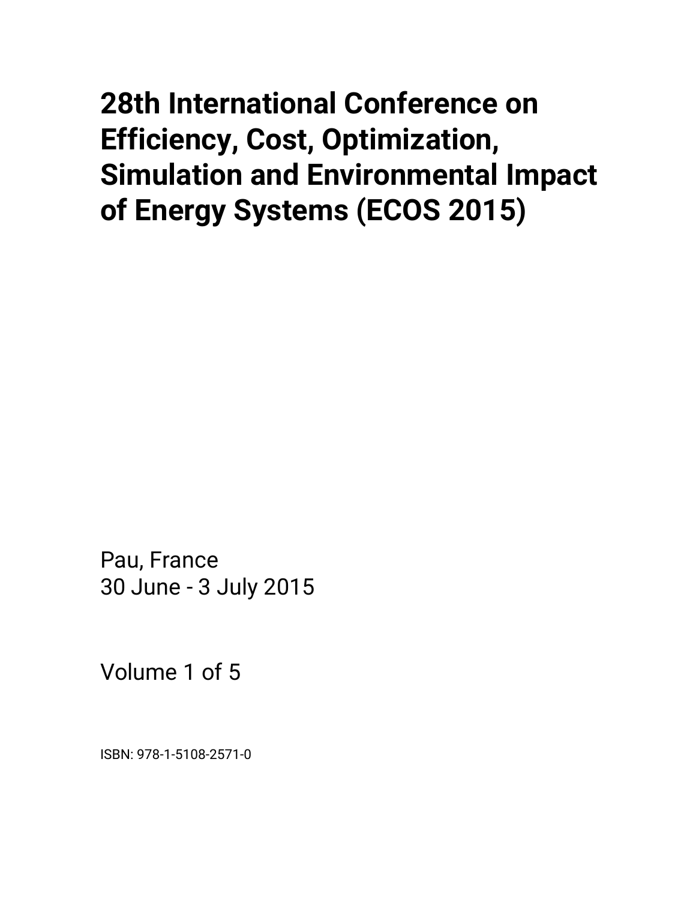# 28th International Conference on Efficiency, Cost, Optimization, Simulation and Environmental Impact of Energy Systems (ECOS 2015)

Pau, France
30 June - 3 July 2015

Volume 1 of 5

ISBN: 978-1-5108-2571-0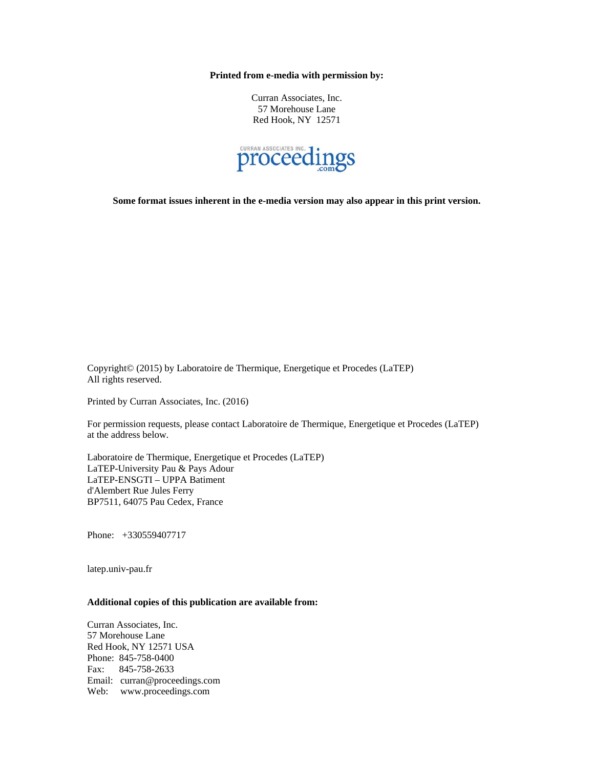**Printed from e-media with permission by:**

Curran Associates, Inc.
57 Morehouse Lane
Red Hook, NY 12571

**Some format issues inherent in the e-media version may also appear in this print version.**

Copyright© (2015) by Laboratoire de Thermique, Energetique et Procedes (LaTEP)
All rights reserved.

Printed by Curran Associates, Inc. (2016)

For permission requests, please contact Laboratoire de Thermique, Energetique et Procedes (LaTEP) at the address below.

Laboratoire de Thermique, Energetique et Procedes (LaTEP)
LaTEP-University Pau & Pays Adour
LaTEP-ENSGTI – UPPA Batiment
d'Alembert Rue Jules Ferry
BP7511, 64075 Pau Cedex, France

Phone: +330559407717

latep.univ-pau.fr

**Additional copies of this publication are available from:**

Curran Associates, Inc.
57 Morehouse Lane
Red Hook, NY 12571 USA
Phone: 845-758-0400
Fax: 845-758-2633
Email: curran@proceedings.com
Web: www.proceedings.com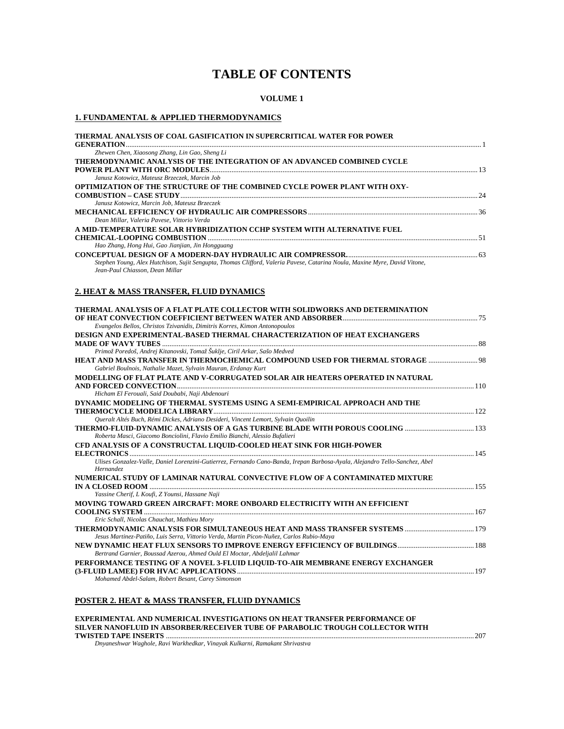# TABLE OF CONTENTS

**VOLUME 1**

## 1. FUNDAMENTAL & APPLIED THERMODYNAMICS

**THERMAL ANALYSIS OF COAL GASIFICATION IN SUPERCRITICAL WATER FOR POWER GENERATION** ... 1
*Zhewen Chen, Xiaosong Zhang, Lin Gao, Sheng Li*

**THERMODYNAMIC ANALYSIS OF THE INTEGRATION OF AN ADVANCED COMBINED CYCLE POWER PLANT WITH ORC MODULES** ... 13
*Janusz Kotowicz, Mateusz Brzeczek, Marcin Job*

**OPTIMIZATION OF THE STRUCTURE OF THE COMBINED CYCLE POWER PLANT WITH OXY-COMBUSTION – CASE STUDY** ... 24
*Janusz Kotowicz, Marcin Job, Mateusz Brzeczek*

**MECHANICAL EFFICIENCY OF HYDRAULIC AIR COMPRESSORS** ... 36
*Dean Millar, Valeria Pavese, Vittorio Verda*

**A MID-TEMPERATURE SOLAR HYBRIDIZATION CCHP SYSTEM WITH ALTERNATIVE FUEL CHEMICAL-LOOPING COMBUSTION** ... 51
*Hao Zhang, Hong Hui, Gao Jianjian, Jin Hongguang*

**CONCEPTUAL DESIGN OF A MODERN-DAY HYDRAULIC AIR COMPRESSOR.** ... 63
*Stephen Young, Alex Hutchison, Sujit Sengupta, Thomas Clifford, Valeria Pavese, Catarina Noula, Maxine Myre, David Vitone, Jean-Paul Chiasson, Dean Millar*

## 2. HEAT & MASS TRANSFER, FLUID DYNAMICS

**THERMAL ANALYSIS OF A FLAT PLATE COLLECTOR WITH SOLIDWORKS AND DETERMINATION OF HEAT CONVECTION COEFFICIENT BETWEEN WATER AND ABSORBER** ... 75
*Evangelos Bellos, Christos Tzivanidis, Dimitris Korres, Kimon Antonopoulos*

**DESIGN AND EXPERIMENTAL-BASED THERMAL CHARACTERIZATION OF HEAT EXCHANGERS MADE OF WAVY TUBES** ... 88
*Primož Poredoš, Andrej Kitanovski, Tomaž Šuklje, Ciril Arkar, Sašo Medved*

**HEAT AND MASS TRANSFER IN THERMOCHEMICAL COMPOUND USED FOR THERMAL STORAGE** ... 98
*Gabriel Boulnois, Nathalie Mazet, Sylvain Mauran, Erdanay Kurt*

**MODELLING OF FLAT PLATE AND V-CORRUGATED SOLAR AIR HEATERS OPERATED IN NATURAL AND FORCED CONVECTION** ... 110
*Hicham El Ferouali, Said Doubabi, Naji Abdenouri*

**DYNAMIC MODELING OF THERMAL SYSTEMS USING A SEMI-EMPIRICAL APPROACH AND THE THERMOCYCLE MODELICA LIBRARY** ... 122
*Queralt Altés Buch, Rémi Dickes, Adriano Desideri, Vincent Lemort, Sylvain Quoilin*

**THERMO-FLUID-DYNAMIC ANALYSIS OF A GAS TURBINE BLADE WITH POROUS COOLING** ... 133
*Roberta Masci, Giacomo Bonciolini, Flavio Emilio Bianchi, Alessio Bufalieri*

**CFD ANALYSIS OF A CONSTRUCTAL LIQUID-COOLED HEAT SINK FOR HIGH-POWER ELECTRONICS** ... 145
*Ulises Gonzalez-Valle, Daniel Lorenzini-Gutierrez, Fernando Cano-Banda, Irepan Barbosa-Ayala, Alejandro Tello-Sanchez, Abel Hernandez*

**NUMERICAL STUDY OF LAMINAR NATURAL CONVECTIVE FLOW OF A CONTAMINATED MIXTURE IN A CLOSED ROOM** ... 155
*Yassine Cherif, L Koufi, Z Younsi, Hassane Naji*

**MOVING TOWARD GREEN AIRCRAFT: MORE ONBOARD ELECTRICITY WITH AN EFFICIENT COOLING SYSTEM** ... 167
*Eric Schall, Nicolas Chauchat, Mathieu Mory*

**THERMODYNAMIC ANALYSIS FOR SIMULTANEOUS HEAT AND MASS TRANSFER SYSTEMS** ... 179
*Jesus Martinez-Patiño, Luis Serra, Vittorio Verda, Martin Picon-Nuñez, Carlos Rubio-Maya*

**NEW DYNAMIC HEAT FLUX SENSORS TO IMPROVE ENERGY EFFICIENCY OF BUILDINGS** ... 188
*Bertrand Garnier, Boussad Azerou, Ahmed Ould El Moctar, Abdeljalil Lahmar*

**PERFORMANCE TESTING OF A NOVEL 3-FLUID LIQUID-TO-AIR MEMBRANE ENERGY EXCHANGER (3-FLUID LAMEE) FOR HVAC APPLICATIONS** ... 197
*Mohamed Abdel-Salam, Robert Besant, Carey Simonson*

## POSTER 2. HEAT & MASS TRANSFER, FLUID DYNAMICS

**EXPERIMENTAL AND NUMERICAL INVESTIGATIONS ON HEAT TRANSFER PERFORMANCE OF SILVER NANOFLUID IN ABSORBER/RECEIVER TUBE OF PARABOLIC TROUGH COLLECTOR WITH TWISTED TAPE INSERTS** ... 207
*Dnyaneshwar Waghole, Ravi Warkhedkar, Vinayak Kulkarni, Ramakant Shrivastva*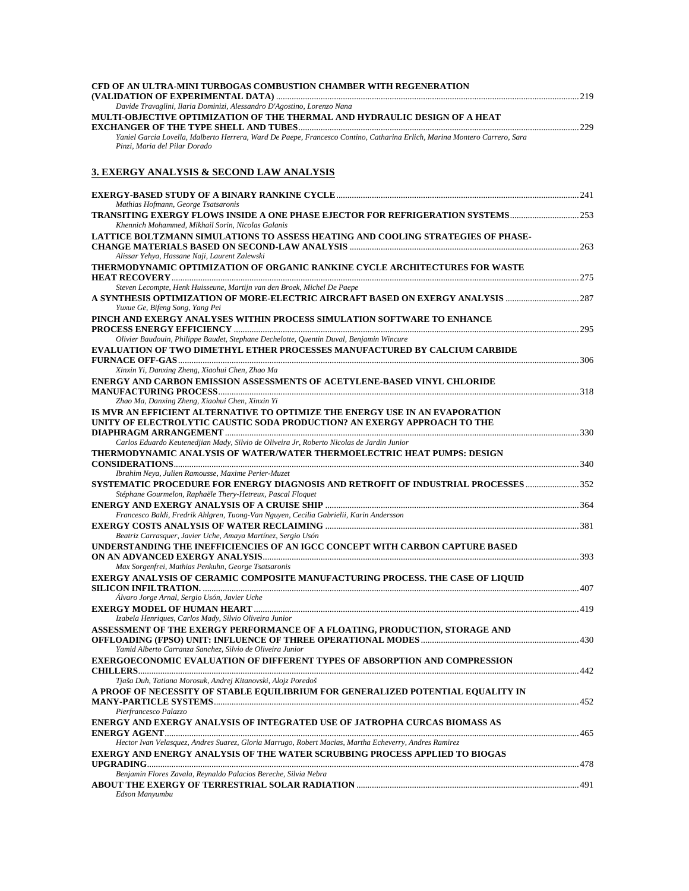**CFD OF AN ULTRA-MINI TURBOGAS COMBUSTION CHAMBER WITH REGENERATION (VALIDATION OF EXPERIMENTAL DATA)** ........ 219
*Davide Travaglini, Ilaria Dominizi, Alessandro D'Agostino, Lorenzo Nana*

**MULTI-OBJECTIVE OPTIMIZATION OF THE THERMAL AND HYDRAULIC DESIGN OF A HEAT EXCHANGER OF THE TYPE SHELL AND TUBES** ........ 229
*Yaniel Garcia Lovella, Idalberto Herrera, Ward De Paepe, Francesco Contino, Catharina Erlich, Marina Montero Carrero, Sara Pinzi, Maria del Pilar Dorado*

## 3. EXERGY ANALYSIS & SECOND LAW ANALYSIS

**EXERGY-BASED STUDY OF A BINARY RANKINE CYCLE** ........ 241
*Mathias Hofmann, George Tsatsaronis*

**TRANSITING EXERGY FLOWS INSIDE A ONE PHASE EJECTOR FOR REFRIGERATION SYSTEMS** ........ 253
*Khennich Mohammed, Mikhail Sorin, Nicolas Galanis*

**LATTICE BOLTZMANN SIMULATIONS TO ASSESS HEATING AND COOLING STRATEGIES OF PHASE-CHANGE MATERIALS BASED ON SECOND-LAW ANALYSIS** ........ 263
*Alissar Yehya, Hassane Naji, Laurent Zalewski*

**THERMODYNAMIC OPTIMIZATION OF ORGANIC RANKINE CYCLE ARCHITECTURES FOR WASTE HEAT RECOVERY** ........ 275
*Steven Lecompte, Henk Huisseune, Martijn van den Broek, Michel De Paepe*

**A SYNTHESIS OPTIMIZATION OF MORE-ELECTRIC AIRCRAFT BASED ON EXERGY ANALYSIS** ........ 287
*Yuxue Ge, Bifeng Song, Yang Pei*

**PINCH AND EXERGY ANALYSES WITHIN PROCESS SIMULATION SOFTWARE TO ENHANCE PROCESS ENERGY EFFICIENCY** ........ 295
*Olivier Baudouin, Philippe Baudet, Stephane Dechelotte, Quentin Duval, Benjamin Wincure*

**EVALUATION OF TWO DIMETHYL ETHER PROCESSES MANUFACTURED BY CALCIUM CARBIDE FURNACE OFF-GAS** ........ 306
*Xinxin Yi, Danxing Zheng, Xiaohui Chen, Zhao Ma*

**ENERGY AND CARBON EMISSION ASSESSMENTS OF ACETYLENE-BASED VINYL CHLORIDE MANUFACTURING PROCESS** ........ 318
*Zhao Ma, Danxing Zheng, Xiaohui Chen, Xinxin Yi*

**IS MVR AN EFFICIENT ALTERNATIVE TO OPTIMIZE THE ENERGY USE IN AN EVAPORATION UNITY OF ELECTROLYTIC CAUSTIC SODA PRODUCTION? AN EXERGY APPROACH TO THE DIAPHRAGM ARRANGEMENT** ........ 330
*Carlos Eduardo Keutenedjian Mady, Silvio de Oliveira Jr, Roberto Nicolas de Jardin Junior*

**THERMODYNAMIC ANALYSIS OF WATER/WATER THERMOELECTRIC HEAT PUMPS: DESIGN CONSIDERATIONS** ........ 340
*Ibrahim Neya, Julien Ramousse, Maxime Perier-Muzet*

**SYSTEMATIC PROCEDURE FOR ENERGY DIAGNOSIS AND RETROFIT OF INDUSTRIAL PROCESSES** ........ 352
*Stéphane Gourmelon, Raphaële Thery-Hetreux, Pascal Floquet*

**ENERGY AND EXERGY ANALYSIS OF A CRUISE SHIP** ........ 364
*Francesco Baldi, Fredrik Ahlgren, Tuong-Van Nguyen, Cecilia Gabrielii, Karin Andersson*

**EXERGY COSTS ANALYSIS OF WATER RECLAIMING** ........ 381
*Beatriz Carrasquer, Javier Uche, Amaya Martínez, Sergio Usón*

**UNDERSTANDING THE INEFFICIENCIES OF AN IGCC CONCEPT WITH CARBON CAPTURE BASED ON AN ADVANCED EXERGY ANALYSIS** ........ 393
*Max Sorgenfrei, Mathias Penkuhn, George Tsatsaronis*

**EXERGY ANALYSIS OF CERAMIC COMPOSITE MANUFACTURING PROCESS. THE CASE OF LIQUID SILICON INFILTRATION.** ........ 407
*Álvaro Jorge Arnal, Sergio Usón, Javier Uche*

**EXERGY MODEL OF HUMAN HEART** ........ 419
*Izabela Henriques, Carlos Mady, Silvio Oliveira Junior*

**ASSESSMENT OF THE EXERGY PERFORMANCE OF A FLOATING, PRODUCTION, STORAGE AND OFFLOADING (FPSO) UNIT: INFLUENCE OF THREE OPERATIONAL MODES** ........ 430
*Yamid Alberto Carranza Sanchez, Silvio de Oliveira Junior*

**EXERGOECONOMIC EVALUATION OF DIFFERENT TYPES OF ABSORPTION AND COMPRESSION CHILLERS** ........ 442
*Tjaša Duh, Tatiana Morosuk, Andrej Kitanovski, Alojz Poredoš*

**A PROOF OF NECESSITY OF STABLE EQUILIBRIUM FOR GENERALIZED POTENTIAL EQUALITY IN MANY-PARTICLE SYSTEMS** ........ 452
*Pierfrancesco Palazzo*

**ENERGY AND EXERGY ANALYSIS OF INTEGRATED USE OF JATROPHA CURCAS BIOMASS AS ENERGY AGENT** ........ 465
*Hector Ivan Velasquez, Andres Suarez, Gloria Marrugo, Robert Macias, Martha Echeverry, Andres Ramirez*

**EXERGY AND ENERGY ANALYSIS OF THE WATER SCRUBBING PROCESS APPLIED TO BIOGAS UPGRADING** ........ 478
*Benjamin Flores Zavala, Reynaldo Palacios Bereche, Silvia Nebra*

**ABOUT THE EXERGY OF TERRESTRIAL SOLAR RADIATION** ........ 491
*Edson Manyumbu*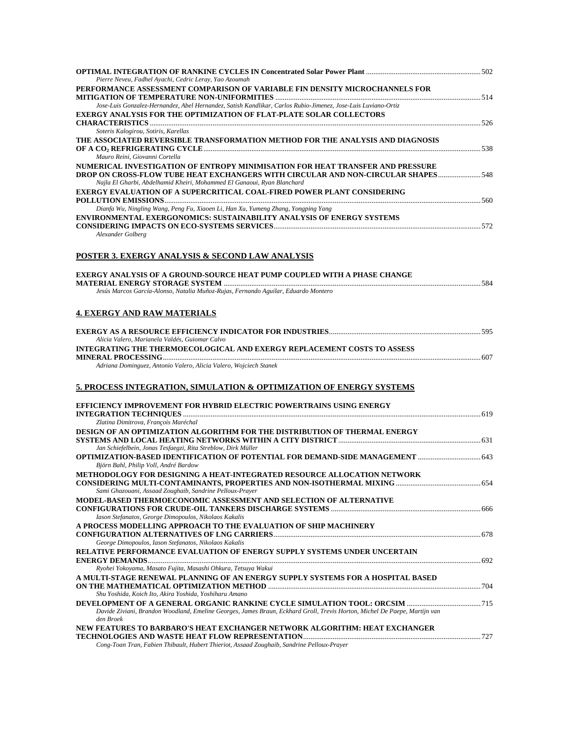**OPTIMAL INTEGRATION OF RANKINE CYCLES IN Concentrated Solar Power Plant** ............ 502
*Pierre Neveu, Fadhel Ayachi, Cedric Leray, Yao Azoumah*

**PERFORMANCE ASSESSMENT COMPARISON OF VARIABLE FIN DENSITY MICROCHANNELS FOR MITIGATION OF TEMPERATURE NON-UNIFORMITIES** ............ 514
*Jose-Luis Gonzalez-Hernandez, Abel Hernandez, Satish Kandlikar, Carlos Rubio-Jimenez, Jose-Luis Luviano-Ortiz*

**EXERGY ANALYSIS FOR THE OPTIMIZATION OF FLAT-PLATE SOLAR COLLECTORS CHARACTERISTICS** ............ 526
*Soteris Kalogirou, Sotiris, Karellas*

**THE ASSOCIATED REVERSIBLE TRANSFORMATION METHOD FOR THE ANALYSIS AND DIAGNOSIS OF A $CO_2$ REFRIGERATING CYCLE** ............ 538
*Mauro Reini, Giovanni Cortella*

**NUMERICAL INVESTIGATION OF ENTROPY MINIMISATION FOR HEAT TRANSFER AND PRESSURE DROP ON CROSS-FLOW TUBE HEAT EXCHANGERS WITH CIRCULAR AND NON-CIRCULAR SHAPES** ............ 548
*Najla El Gharbi, Abdelhamid Kheiri, Mohammed El Ganaoui, Ryan Blanchard*

**EXERGY EVALUATION OF A SUPERCRITICAL COAL-FIRED POWER PLANT CONSIDERING POLLUTION EMISSIONS** ............ 560
*Dianfa Wu, Ningling Wang, Peng Fu, Xiaoen Li, Han Xu, Yumeng Zhang, Yongping Yang*

**ENVIRONMENTAL EXERGONOMICS: SUSTAINABILITY ANALYSIS OF ENERGY SYSTEMS CONSIDERING IMPACTS ON ECO-SYSTEMS SERVICES** ............ 572
*Alexander Golberg*

## POSTER 3. EXERGY ANALYSIS & SECOND LAW ANALYSIS

**EXERGY ANALYSIS OF A GROUND-SOURCE HEAT PUMP COUPLED WITH A PHASE CHANGE MATERIAL ENERGY STORAGE SYSTEM** ............ 584
*Jesús Marcos García-Alonso, Natalia Muñoz-Rujas, Fernando Aguilar, Eduardo Montero*

## 4. EXERGY AND RAW MATERIALS

**EXERGY AS A RESOURCE EFFICIENCY INDICATOR FOR INDUSTRIES** ............ 595
*Alicia Valero, Marianela Valdés, Guiomar Calvo*

**INTEGRATING THE THERMOECOLOGICAL AND EXERGY REPLACEMENT COSTS TO ASSESS MINERAL PROCESSING** ............ 607
*Adriana Dominguez, Antonio Valero, Alicia Valero, Wojciech Stanek*

## 5. PROCESS INTEGRATION, SIMULATION & OPTIMIZATION OF ENERGY SYSTEMS

**EFFICIENCY IMPROVEMENT FOR HYBRID ELECTRIC POWERTRAINS USING ENERGY INTEGRATION TECHNIQUES** ............ 619
*Zlatina Dimitrova, François Maréchal*

**DESIGN OF AN OPTIMIZATION ALGORITHM FOR THE DISTRIBUTION OF THERMAL ENERGY SYSTEMS AND LOCAL HEATING NETWORKS WITHIN A CITY DISTRICT** ............ 631
*Jan Schiefelbein, Jonas Tesfaegzi, Rita Streblow, Dirk Müller*

**OPTIMIZATION-BASED IDENTIFICATION OF POTENTIAL FOR DEMAND-SIDE MANAGEMENT** ............ 643
*Björn Bahl, Philip Voll, André Bardow*

**METHODOLOGY FOR DESIGNING A HEAT-INTEGRATED RESOURCE ALLOCATION NETWORK CONSIDERING MULTI-CONTAMINANTS, PROPERTIES AND NON-ISOTHERMAL MIXING** ............ 654
*Sami Ghazouani, Assaad Zoughaib, Sandrine Pelloux-Prayer*

**MODEL-BASED THERMOECONOMIC ASSESSMENT AND SELECTION OF ALTERNATIVE CONFIGURATIONS FOR CRUDE-OIL TANKERS DISCHARGE SYSTEMS** ............ 666
*Iason Stefanatos, George Dimopoulos, Nikolaos Kakalis*

**A PROCESS MODELLING APPROACH TO THE EVALUATION OF SHIP MACHINERY CONFIGURATION ALTERNATIVES OF LNG CARRIERS** ............ 678
*George Dimopoulos, Iason Stefanatos, Nikolaos Kakalis*

**RELATIVE PERFORMANCE EVALUATION OF ENERGY SUPPLY SYSTEMS UNDER UNCERTAIN ENERGY DEMANDS** ............ 692
*Ryohei Yokoyama, Masato Fujita, Masashi Ohkura, Tetsuya Wakui*

**A MULTI-STAGE RENEWAL PLANNING OF AN ENERGY SUPPLY SYSTEMS FOR A HOSPITAL BASED ON THE MATHEMATICAL OPTIMIZATION METHOD** ............ 704
*Shu Yoshida, Koich Ito, Akira Yoshida, Yoshiharu Amano*

**DEVELOPMENT OF A GENERAL ORGANIC RANKINE CYCLE SIMULATION TOOL: ORCSIM** ............ 715
*Davide Ziviani, Brandon Woodland, Emeline Georges, James Braun, Eckhard Groll, Trevis Horton, Michel De Paepe, Martijn van den Broek*

**NEW FEATURES TO BARBARO'S HEAT EXCHANGER NETWORK ALGORITHM: HEAT EXCHANGER TECHNOLOGIES AND WASTE HEAT FLOW REPRESENTATION** ............ 727
*Cong-Toan Tran, Fabien Thibault, Hubert Thieriot, Assaad Zoughaib, Sandrine Pelloux-Prayer*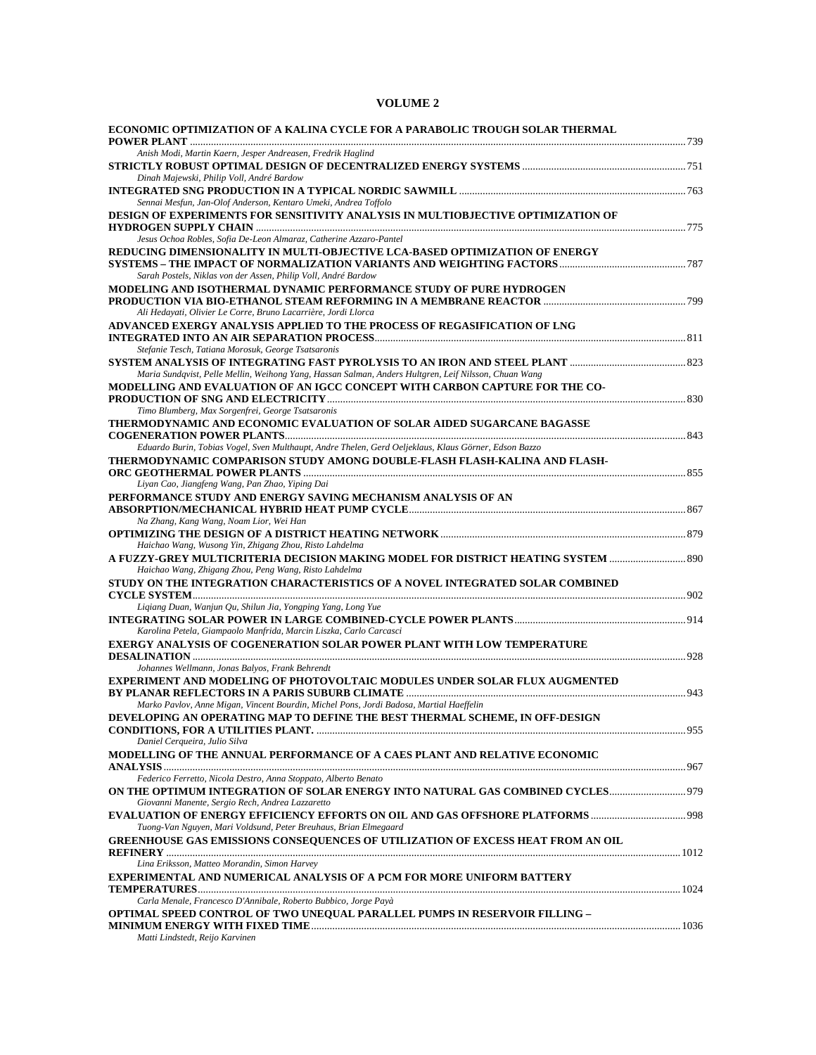## VOLUME 2

**ECONOMIC OPTIMIZATION OF A KALINA CYCLE FOR A PARABOLIC TROUGH SOLAR THERMAL POWER PLANT** ........ 739
*Anish Modi, Martin Kaern, Jesper Andreasen, Fredrik Haglind*

**STRICTLY ROBUST OPTIMAL DESIGN OF DECENTRALIZED ENERGY SYSTEMS** ........ 751
*Dinah Majewski, Philip Voll, André Bardow*

**INTEGRATED SNG PRODUCTION IN A TYPICAL NORDIC SAWMILL** ........ 763
*Sennai Mesfun, Jan-Olof Anderson, Kentaro Umeki, Andrea Toffolo*

**DESIGN OF EXPERIMENTS FOR SENSITIVITY ANALYSIS IN MULTIOBJECTIVE OPTIMIZATION OF HYDROGEN SUPPLY CHAIN** ........ 775
*Jesus Ochoa Robles, Sofia De-Leon Almaraz, Catherine Azzaro-Pantel*

**REDUCING DIMENSIONALITY IN MULTI-OBJECTIVE LCA-BASED OPTIMIZATION OF ENERGY SYSTEMS – THE IMPACT OF NORMALIZATION VARIANTS AND WEIGHTING FACTORS** ........ 787
*Sarah Postels, Niklas von der Assen, Philip Voll, André Bardow*

**MODELING AND ISOTHERMAL DYNAMIC PERFORMANCE STUDY OF PURE HYDROGEN PRODUCTION VIA BIO-ETHANOL STEAM REFORMING IN A MEMBRANE REACTOR** ........ 799
*Ali Hedayati, Olivier Le Corre, Bruno Lacarrière, Jordi Llorca*

**ADVANCED EXERGY ANALYSIS APPLIED TO THE PROCESS OF REGASIFICATION OF LNG INTEGRATED INTO AN AIR SEPARATION PROCESS** ........ 811
*Stefanie Tesch, Tatiana Morosuk, George Tsatsaronis*

**SYSTEM ANALYSIS OF INTEGRATING FAST PYROLYSIS TO AN IRON AND STEEL PLANT** ........ 823
*Maria Sundqvist, Pelle Mellin, Weihong Yang, Hassan Salman, Anders Hultgren, Leif Nilsson, Chuan Wang*

**MODELLING AND EVALUATION OF AN IGCC CONCEPT WITH CARBON CAPTURE FOR THE CO-PRODUCTION OF SNG AND ELECTRICITY** ........ 830
*Timo Blumberg, Max Sorgenfrei, George Tsatsaronis*

**THERMODYNAMIC AND ECONOMIC EVALUATION OF SOLAR AIDED SUGARCANE BAGASSE COGENERATION POWER PLANTS** ........ 843
*Eduardo Burin, Tobias Vogel, Sven Multhaupt, Andre Thelen, Gerd Oeljeklaus, Klaus Görner, Edson Bazzo*

**THERMODYNAMIC COMPARISON STUDY AMONG DOUBLE-FLASH FLASH-KALINA AND FLASH-ORC GEOTHERMAL POWER PLANTS** ........ 855
*Liyan Cao, Jiangfeng Wang, Pan Zhao, Yiping Dai*

**PERFORMANCE STUDY AND ENERGY SAVING MECHANISM ANALYSIS OF AN ABSORPTION/MECHANICAL HYBRID HEAT PUMP CYCLE** ........ 867
*Na Zhang, Kang Wang, Noam Lior, Wei Han*

**OPTIMIZING THE DESIGN OF A DISTRICT HEATING NETWORK** ........ 879
*Haichao Wang, Wusong Yin, Zhigang Zhou, Risto Lahdelma*

**A FUZZY-GREY MULTICRITERIA DECISION MAKING MODEL FOR DISTRICT HEATING SYSTEM** ........ 890
*Haichao Wang, Zhigang Zhou, Peng Wang, Risto Lahdelma*

**STUDY ON THE INTEGRATION CHARACTERISTICS OF A NOVEL INTEGRATED SOLAR COMBINED CYCLE SYSTEM** ........ 902
*Liqiang Duan, Wanjun Qu, Shilun Jia, Yongping Yang, Long Yue*

**INTEGRATING SOLAR POWER IN LARGE COMBINED-CYCLE POWER PLANTS** ........ 914
*Karolina Petela, Giampaolo Manfrida, Marcin Liszka, Carlo Carcasci*

**EXERGY ANALYSIS OF COGENERATION SOLAR POWER PLANT WITH LOW TEMPERATURE DESALINATION** ........ 928
*Johannes Wellmann, Jonas Balyos, Frank Behrendt*

**EXPERIMENT AND MODELING OF PHOTOVOLTAIC MODULES UNDER SOLAR FLUX AUGMENTED BY PLANAR REFLECTORS IN A PARIS SUBURB CLIMATE** ........ 943
*Marko Pavlov, Anne Migan, Vincent Bourdin, Michel Pons, Jordi Badosa, Martial Haeffelin*

**DEVELOPING AN OPERATING MAP TO DEFINE THE BEST THERMAL SCHEME, IN OFF-DESIGN CONDITIONS, FOR A UTILITIES PLANT.** ........ 955
*Daniel Cerqueira, Julio Silva*

**MODELLING OF THE ANNUAL PERFORMANCE OF A CAES PLANT AND RELATIVE ECONOMIC ANALYSIS** ........ 967
*Federico Ferretto, Nicola Destro, Anna Stoppato, Alberto Benato*

**ON THE OPTIMUM INTEGRATION OF SOLAR ENERGY INTO NATURAL GAS COMBINED CYCLES** ........ 979
*Giovanni Manente, Sergio Rech, Andrea Lazzaretto*

**EVALUATION OF ENERGY EFFICIENCY EFFORTS ON OIL AND GAS OFFSHORE PLATFORMS** ........ 998
*Tuong-Van Nguyen, Mari Voldsund, Peter Breuhaus, Brian Elmegaard*

**GREENHOUSE GAS EMISSIONS CONSEQUENCES OF UTILIZATION OF EXCESS HEAT FROM AN OIL REFINERY** ........ 1012
*Lina Eriksson, Matteo Morandin, Simon Harvey*

**EXPERIMENTAL AND NUMERICAL ANALYSIS OF A PCM FOR MORE UNIFORM BATTERY TEMPERATURES** ........ 1024
*Carla Menale, Francesco D'Annibale, Roberto Bubbico, Jorge Payà*

**OPTIMAL SPEED CONTROL OF TWO UNEQUAL PARALLEL PUMPS IN RESERVOIR FILLING – MINIMUM ENERGY WITH FIXED TIME** ........ 1036
*Matti Lindstedt, Reijo Karvinen*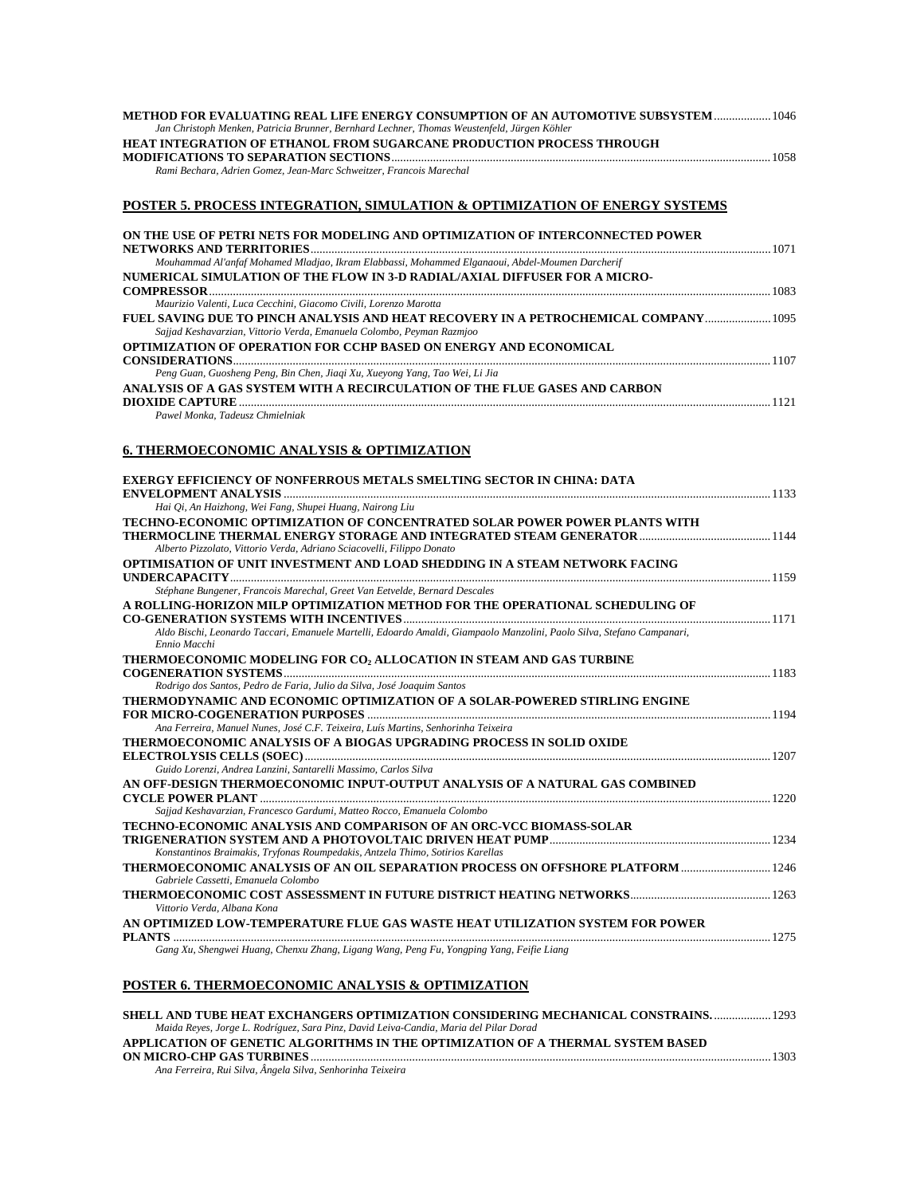**METHOD FOR EVALUATING REAL LIFE ENERGY CONSUMPTION OF AN AUTOMOTIVE SUBSYSTEM** .................. 1046
*Jan Christoph Menken, Patricia Brunner, Bernhard Lechner, Thomas Weustenfeld, Jürgen Köhler*

**HEAT INTEGRATION OF ETHANOL FROM SUGARCANE PRODUCTION PROCESS THROUGH MODIFICATIONS TO SEPARATION SECTIONS** .................. 1058
*Rami Bechara, Adrien Gomez, Jean-Marc Schweitzer, Francois Marechal*

## POSTER 5. PROCESS INTEGRATION, SIMULATION & OPTIMIZATION OF ENERGY SYSTEMS

**ON THE USE OF PETRI NETS FOR MODELING AND OPTIMIZATION OF INTERCONNECTED POWER NETWORKS AND TERRITORIES** .................. 1071
*Mouhammad Al'anfaf Mohamed Mladjao, Ikram Elabbassi, Mohammed Elganaoui, Abdel-Moumen Darcherif*

**NUMERICAL SIMULATION OF THE FLOW IN 3-D RADIAL/AXIAL DIFFUSER FOR A MICRO-COMPRESSOR** .................. 1083
*Maurizio Valenti, Luca Cecchini, Giacomo Civili, Lorenzo Marotta*

**FUEL SAVING DUE TO PINCH ANALYSIS AND HEAT RECOVERY IN A PETROCHEMICAL COMPANY** .................. 1095
*Sajjad Keshavarzian, Vittorio Verda, Emanuela Colombo, Peyman Razmjoo*

**OPTIMIZATION OF OPERATION FOR CCHP BASED ON ENERGY AND ECONOMICAL CONSIDERATIONS** .................. 1107
*Peng Guan, Guosheng Peng, Bin Chen, Jiaqi Xu, Xueyong Yang, Tao Wei, Li Jia*

**ANALYSIS OF A GAS SYSTEM WITH A RECIRCULATION OF THE FLUE GASES AND CARBON DIOXIDE CAPTURE** .................. 1121
*Pawel Monka, Tadeusz Chmielniak*

## 6. THERMOECONOMIC ANALYSIS & OPTIMIZATION

**EXERGY EFFICIENCY OF NONFERROUS METALS SMELTING SECTOR IN CHINA: DATA ENVELOPMENT ANALYSIS** .................. 1133
*Hai Qi, An Haizhong, Wei Fang, Shupei Huang, Nairong Liu*

**TECHNO-ECONOMIC OPTIMIZATION OF CONCENTRATED SOLAR POWER POWER PLANTS WITH THERMOCLINE THERMAL ENERGY STORAGE AND INTEGRATED STEAM GENERATOR** .................. 1144
*Alberto Pizzolato, Vittorio Verda, Adriano Sciacovelli, Filippo Donato*

**OPTIMISATION OF UNIT INVESTMENT AND LOAD SHEDDING IN A STEAM NETWORK FACING UNDERCAPACITY** .................. 1159
*Stéphane Bungener, Francois Marechal, Greet Van Eetvelde, Bernard Descales*

**A ROLLING-HORIZON MILP OPTIMIZATION METHOD FOR THE OPERATIONAL SCHEDULING OF CO-GENERATION SYSTEMS WITH INCENTIVES** .................. 1171
*Aldo Bischi, Leonardo Taccari, Emanuele Martelli, Edoardo Amaldi, Giampaolo Manzolini, Paolo Silva, Stefano Campanari, Ennio Macchi*

**THERMOECONOMIC MODELING FOR $CO_2$ ALLOCATION IN STEAM AND GAS TURBINE COGENERATION SYSTEMS** .................. 1183
*Rodrigo dos Santos, Pedro de Faria, Julio da Silva, José Joaquim Santos*

**THERMODYNAMIC AND ECONOMIC OPTIMIZATION OF A SOLAR-POWERED STIRLING ENGINE FOR MICRO-COGENERATION PURPOSES** .................. 1194
*Ana Ferreira, Manuel Nunes, José C.F. Teixeira, Luís Martins, Senhorinha Teixeira*

**THERMOECONOMIC ANALYSIS OF A BIOGAS UPGRADING PROCESS IN SOLID OXIDE ELECTROLYSIS CELLS (SOEC)** .................. 1207
*Guido Lorenzi, Andrea Lanzini, Santarelli Massimo, Carlos Silva*

**AN OFF-DESIGN THERMOECONOMIC INPUT-OUTPUT ANALYSIS OF A NATURAL GAS COMBINED CYCLE POWER PLANT** .................. 1220
*Sajjad Keshavarzian, Francesco Gardumi, Matteo Rocco, Emanuela Colombo*

**TECHNO-ECONOMIC ANALYSIS AND COMPARISON OF AN ORC-VCC BIOMASS-SOLAR TRIGENERATION SYSTEM AND A PHOTOVOLTAIC DRIVEN HEAT PUMP** .................. 1234
*Konstantinos Braimakis, Tryfonas Roumpedakis, Antzela Thimo, Sotirios Karellas*

**THERMOECONOMIC ANALYSIS OF AN OIL SEPARATION PROCESS ON OFFSHORE PLATFORM** .................. 1246
*Gabriele Cassetti, Emanuela Colombo*

**THERMOECONOMIC COST ASSESSMENT IN FUTURE DISTRICT HEATING NETWORKS** .................. 1263
*Vittorio Verda, Albana Kona*

**AN OPTIMIZED LOW-TEMPERATURE FLUE GAS WASTE HEAT UTILIZATION SYSTEM FOR POWER PLANTS** .................. 1275
*Gang Xu, Shengwei Huang, Chenxu Zhang, Ligang Wang, Peng Fu, Yongping Yang, Feifie Liang*

## POSTER 6. THERMOECONOMIC ANALYSIS & OPTIMIZATION

**SHELL AND TUBE HEAT EXCHANGERS OPTIMIZATION CONSIDERING MECHANICAL CONSTRAINS.** .................. 1293
*Maida Reyes, Jorge L. Rodríguez, Sara Pinz, David Leiva-Candia, Maria del Pilar Dorad*

**APPLICATION OF GENETIC ALGORITHMS IN THE OPTIMIZATION OF A THERMAL SYSTEM BASED ON MICRO-CHP GAS TURBINES** .................. 1303
*Ana Ferreira, Rui Silva, Ângela Silva, Senhorinha Teixeira*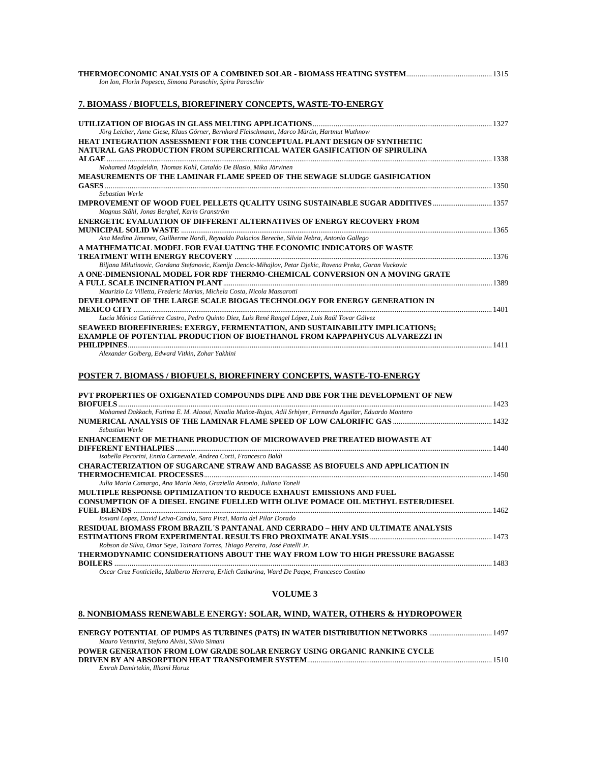**THERMOECONOMIC ANALYSIS OF A COMBINED SOLAR - BIOMASS HEATING SYSTEM** ............ 1315
*Ion Ion, Florin Popescu, Simona Paraschiv, Spiru Paraschiv*

## 7. BIOMASS / BIOFUELS, BIOREFINERY CONCEPTS, WASTE-TO-ENERGY

**UTILIZATION OF BIOGAS IN GLASS MELTING APPLICATIONS** ............ 1327
*Jörg Leicher, Anne Giese, Klaus Görner, Bernhard Fleischmann, Marco Märtin, Hartmut Wuthnow*

**HEAT INTEGRATION ASSESSMENT FOR THE CONCEPTUAL PLANT DESIGN OF SYNTHETIC NATURAL GAS PRODUCTION FROM SUPERCRITICAL WATER GASIFICATION OF SPIRULINA ALGAE** ............ 1338
*Mohamed Magdeldin, Thomas Kohl, Cataldo De Blasio, Mika Järvinen*

**MEASUREMENTS OF THE LAMINAR FLAME SPEED OF THE SEWAGE SLUDGE GASIFICATION GASES** ............ 1350
*Sebastian Werle*

**IMPROVEMENT OF WOOD FUEL PELLETS QUALITY USING SUSTAINABLE SUGAR ADDITIVES** ............ 1357
*Magnus Ståhl, Jonas Berghel, Karin Granström*

**ENERGETIC EVALUATION OF DIFFERENT ALTERNATIVES OF ENERGY RECOVERY FROM MUNICIPAL SOLID WASTE** ............ 1365
*Ana Medina Jimenez, Guilherme Nordi, Reynaldo Palacios Bereche, Silvia Nebra, Antonio Gallego*

**A MATHEMATICAL MODEL FOR EVALUATING THE ECONOMIC INDICATORS OF WASTE TREATMENT WITH ENERGY RECOVERY** ............ 1376
*Biljana Milutinovic, Gordana Stefanovic, Ksenija Dencic-Mihajlov, Petar Djekic, Rovena Preka, Goran Vuckovic*

**A ONE-DIMENSIONAL MODEL FOR RDF THERMO-CHEMICAL CONVERSION ON A MOVING GRATE A FULL SCALE INCINERATION PLANT** ............ 1389
*Maurizio La Villetta, Frederic Marias, Michela Costa, Nicola Massarotti*

**DEVELOPMENT OF THE LARGE SCALE BIOGAS TECHNOLOGY FOR ENERGY GENERATION IN MEXICO CITY** ............ 1401
*Lucia Mónica Gutiérrez Castro, Pedro Quinto Diez, Luis René Rangel López, Luis Raúl Tovar Gálvez*

**SEAWEED BIOREFINERIES: EXERGY, FERMENTATION, AND SUSTAINABILITY IMPLICATIONS; EXAMPLE OF POTENTIAL PRODUCTION OF BIOETHANOL FROM KAPPAPHYCUS ALVAREZZI IN PHILIPPINES** ............ 1411
*Alexander Golberg, Edward Vitkin, Zohar Yakhini*

## POSTER 7. BIOMASS / BIOFUELS, BIOREFINERY CONCEPTS, WASTE-TO-ENERGY

**PVT PROPERTIES OF OXIGENATED COMPOUNDS DIPE AND DBE FOR THE DEVELOPMENT OF NEW BIOFUELS** ............ 1423
*Mohamed Dakkach, Fatima E. M. Alaoui, Natalia Muñoz-Rujas, Adil Srhiyer, Fernando Aguilar, Eduardo Montero*

**NUMERICAL ANALYSIS OF THE LAMINAR FLAME SPEED OF LOW CALORIFIC GAS** ............ 1432
*Sebastian Werle*

**ENHANCEMENT OF METHANE PRODUCTION OF MICROWAVED PRETREATED BIOWASTE AT DIFFERENT ENTHALPIES** ............ 1440
*Isabella Pecorini, Ennio Carnevale, Andrea Corti, Francesco Baldi*

**CHARACTERIZATION OF SUGARCANE STRAW AND BAGASSE AS BIOFUELS AND APPLICATION IN THERMOCHEMICAL PROCESSES** ............ 1450
*Julia Maria Camargo, Ana Maria Neto, Graziella Antonio, Juliana Toneli*

**MULTIPLE RESPONSE OPTIMIZATION TO REDUCE EXHAUST EMISSIONS AND FUEL CONSUMPTION OF A DIESEL ENGINE FUELLED WITH OLIVE POMACE OIL METHYL ESTER/DIESEL FUEL BLENDS** ............ 1462
*Iosvani Lopez, David Leiva-Candia, Sara Pinzi, Maria del Pilar Dorado*

**RESIDUAL BIOMASS FROM BRAZIL´S PANTANAL AND CERRADO – HHV AND ULTIMATE ANALYSIS ESTIMATIONS FROM EXPERIMENTAL RESULTS FRO PROXIMATE ANALYSIS** ............ 1473
*Robson da Silva, Omar Seye, Tainara Torres, Thiago Pereira, José Patelli Jr.*

**THERMODYNAMIC CONSIDERATIONS ABOUT THE WAY FROM LOW TO HIGH PRESSURE BAGASSE BOILERS** ............ 1483
*Oscar Cruz Fonticiella, Idalberto Herrera, Erlich Catharina, Ward De Paepe, Francesco Contino*

# VOLUME 3

## 8. NONBIOMASS RENEWABLE ENERGY: SOLAR, WIND, WATER, OTHERS & HYDROPOWER

**ENERGY POTENTIAL OF PUMPS AS TURBINES (PATS) IN WATER DISTRIBUTION NETWORKS** ............ 1497
*Mauro Venturini, Stefano Alvisi, Silvio Simani*

**POWER GENERATION FROM LOW GRADE SOLAR ENERGY USING ORGANIC RANKINE CYCLE DRIVEN BY AN ABSORPTION HEAT TRANSFORMER SYSTEM** ............ 1510
*Emrah Demirtekin, Ilhami Horuz*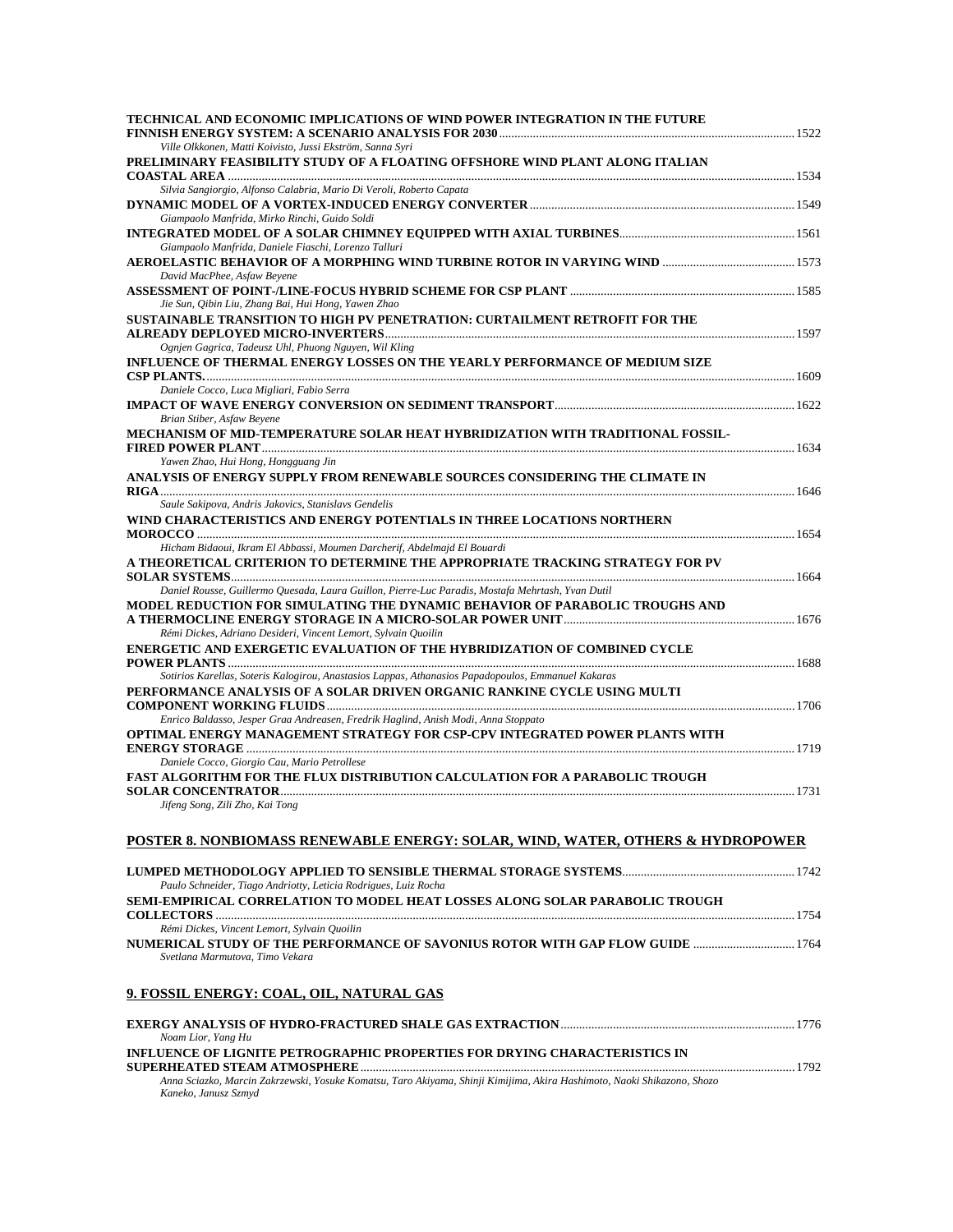**TECHNICAL AND ECONOMIC IMPLICATIONS OF WIND POWER INTEGRATION IN THE FUTURE FINNISH ENERGY SYSTEM: A SCENARIO ANALYSIS FOR 2030** ............ 1522
*Ville Olkkonen, Matti Koivisto, Jussi Ekström, Sanna Syri*

**PRELIMINARY FEASIBILITY STUDY OF A FLOATING OFFSHORE WIND PLANT ALONG ITALIAN COASTAL AREA** ............ 1534
*Silvia Sangiorgio, Alfonso Calabria, Mario Di Veroli, Roberto Capata*

**DYNAMIC MODEL OF A VORTEX-INDUCED ENERGY CONVERTER** ............ 1549
*Giampaolo Manfrida, Mirko Rinchi, Guido Soldi*

**INTEGRATED MODEL OF A SOLAR CHIMNEY EQUIPPED WITH AXIAL TURBINES** ............ 1561
*Giampaolo Manfrida, Daniele Fiaschi, Lorenzo Talluri*

**AEROELASTIC BEHAVIOR OF A MORPHING WIND TURBINE ROTOR IN VARYING WIND** ............ 1573
*David MacPhee, Asfaw Beyene*

**ASSESSMENT OF POINT-/LINE-FOCUS HYBRID SCHEME FOR CSP PLANT** ............ 1585
*Jie Sun, Qibin Liu, Zhang Bai, Hui Hong, Yawen Zhao*

**SUSTAINABLE TRANSITION TO HIGH PV PENETRATION: CURTAILMENT RETROFIT FOR THE ALREADY DEPLOYED MICRO-INVERTERS** ............ 1597
*Ognjen Gagrica, Tadeusz Uhl, Phuong Nguyen, Wil Kling*

**INFLUENCE OF THERMAL ENERGY LOSSES ON THE YEARLY PERFORMANCE OF MEDIUM SIZE CSP PLANTS.** ............ 1609
*Daniele Cocco, Luca Migliari, Fabio Serra*

**IMPACT OF WAVE ENERGY CONVERSION ON SEDIMENT TRANSPORT** ............ 1622
*Brian Stiber, Asfaw Beyene*

**MECHANISM OF MID-TEMPERATURE SOLAR HEAT HYBRIDIZATION WITH TRADITIONAL FOSSIL-FIRED POWER PLANT** ............ 1634
*Yawen Zhao, Hui Hong, Hongguang Jin*

**ANALYSIS OF ENERGY SUPPLY FROM RENEWABLE SOURCES CONSIDERING THE CLIMATE IN RIGA** ............ 1646
*Saule Sakipova, Andris Jakovics, Stanislavs Gendelis*

**WIND CHARACTERISTICS AND ENERGY POTENTIALS IN THREE LOCATIONS NORTHERN MOROCCO** ............ 1654
*Hicham Bidaoui, Ikram El Abbassi, Moumen Darcherif, Abdelmajd El Bouardi*

**A THEORETICAL CRITERION TO DETERMINE THE APPROPRIATE TRACKING STRATEGY FOR PV SOLAR SYSTEMS** ............ 1664
*Daniel Rousse, Guillermo Quesada, Laura Guillon, Pierre-Luc Paradis, Mostafa Mehrtash, Yvan Dutil*

**MODEL REDUCTION FOR SIMULATING THE DYNAMIC BEHAVIOR OF PARABOLIC TROUGHS AND A THERMOCLINE ENERGY STORAGE IN A MICRO-SOLAR POWER UNIT** ............ 1676
*Rémi Dickes, Adriano Desideri, Vincent Lemort, Sylvain Quoilin*

**ENERGETIC AND EXERGETIC EVALUATION OF THE HYBRIDIZATION OF COMBINED CYCLE POWER PLANTS** ............ 1688
*Sotirios Karellas, Soteris Kalogirou, Anastasios Lappas, Athanasios Papadopoulos, Emmanuel Kakaras*

**PERFORMANCE ANALYSIS OF A SOLAR DRIVEN ORGANIC RANKINE CYCLE USING MULTI COMPONENT WORKING FLUIDS** ............ 1706
*Enrico Baldasso, Jesper Graa Andreasen, Fredrik Haglind, Anish Modi, Anna Stoppato*

**OPTIMAL ENERGY MANAGEMENT STRATEGY FOR CSP-CPV INTEGRATED POWER PLANTS WITH ENERGY STORAGE** ............ 1719
*Daniele Cocco, Giorgio Cau, Mario Petrollese*

**FAST ALGORITHM FOR THE FLUX DISTRIBUTION CALCULATION FOR A PARABOLIC TROUGH SOLAR CONCENTRATOR** ............ 1731
*Jifeng Song, Zili Zho, Kai Tong*

## POSTER 8. NONBIOMASS RENEWABLE ENERGY: SOLAR, WIND, WATER, OTHERS & HYDROPOWER

**LUMPED METHODOLOGY APPLIED TO SENSIBLE THERMAL STORAGE SYSTEMS** ............ 1742
*Paulo Schneider, Tiago Andriotty, Leticia Rodrigues, Luiz Rocha*

**SEMI-EMPIRICAL CORRELATION TO MODEL HEAT LOSSES ALONG SOLAR PARABOLIC TROUGH COLLECTORS** ............ 1754
*Rémi Dickes, Vincent Lemort, Sylvain Quoilin*

**NUMERICAL STUDY OF THE PERFORMANCE OF SAVONIUS ROTOR WITH GAP FLOW GUIDE** ............ 1764
*Svetlana Marmutova, Timo Vekara*

## 9. FOSSIL ENERGY: COAL, OIL, NATURAL GAS

**EXERGY ANALYSIS OF HYDRO-FRACTURED SHALE GAS EXTRACTION** ............ 1776
*Noam Lior, Yang Hu*

**INFLUENCE OF LIGNITE PETROGRAPHIC PROPERTIES FOR DRYING CHARACTERISTICS IN SUPERHEATED STEAM ATMOSPHERE** ............ 1792
*Anna Sciazko, Marcin Zakrzewski, Yosuke Komatsu, Taro Akiyama, Shinji Kimijima, Akira Hashimoto, Naoki Shikazono, Shozo Kaneko, Janusz Szmyd*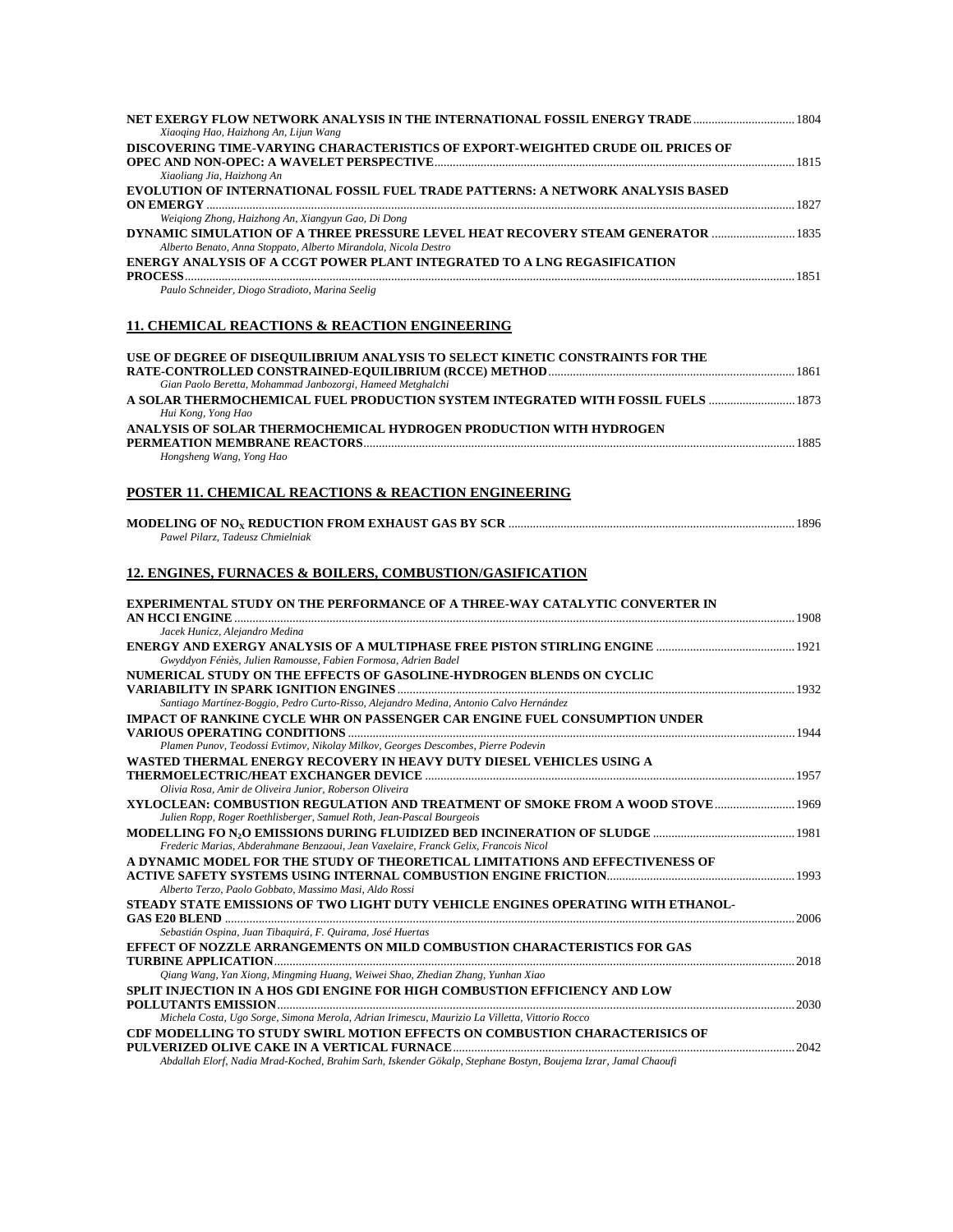**NET EXERGY FLOW NETWORK ANALYSIS IN THE INTERNATIONAL FOSSIL ENERGY TRADE** ................................ 1804
*Xiaoqing Hao, Haizhong An, Lijun Wang*

**DISCOVERING TIME-VARYING CHARACTERISTICS OF EXPORT-WEIGHTED CRUDE OIL PRICES OF OPEC AND NON-OPEC: A WAVELET PERSPECTIVE** ................................ 1815
*Xiaoliang Jia, Haizhong An*

**EVOLUTION OF INTERNATIONAL FOSSIL FUEL TRADE PATTERNS: A NETWORK ANALYSIS BASED ON EMERGY** ................................ 1827
*Weiqiong Zhong, Haizhong An, Xiangyun Gao, Di Dong*

**DYNAMIC SIMULATION OF A THREE PRESSURE LEVEL HEAT RECOVERY STEAM GENERATOR** ................................ 1835
*Alberto Benato, Anna Stoppato, Alberto Mirandola, Nicola Destro*

**ENERGY ANALYSIS OF A CCGT POWER PLANT INTEGRATED TO A LNG REGASIFICATION PROCESS** ................................ 1851
*Paulo Schneider, Diogo Stradioto, Marina Seelig*

## 11. CHEMICAL REACTIONS & REACTION ENGINEERING

**USE OF DEGREE OF DISEQUILIBRIUM ANALYSIS TO SELECT KINETIC CONSTRAINTS FOR THE RATE-CONTROLLED CONSTRAINED-EQUILIBRIUM (RCCE) METHOD** ................................ 1861
*Gian Paolo Beretta, Mohammad Janbozorgi, Hameed Metghalchi*

**A SOLAR THERMOCHEMICAL FUEL PRODUCTION SYSTEM INTEGRATED WITH FOSSIL FUELS** ................................ 1873
*Hui Kong, Yong Hao*

**ANALYSIS OF SOLAR THERMOCHEMICAL HYDROGEN PRODUCTION WITH HYDROGEN PERMEATION MEMBRANE REACTORS** ................................ 1885
*Hongsheng Wang, Yong Hao*

## POSTER 11. CHEMICAL REACTIONS & REACTION ENGINEERING

**MODELING OF $NO_X$ REDUCTION FROM EXHAUST GAS BY SCR** ................................ 1896
*Pawel Pilarz, Tadeusz Chmielniak*

## 12. ENGINES, FURNACES & BOILERS, COMBUSTION/GASIFICATION

**EXPERIMENTAL STUDY ON THE PERFORMANCE OF A THREE-WAY CATALYTIC CONVERTER IN AN HCCI ENGINE** ................................ 1908
*Jacek Hunicz, Alejandro Medina*

**ENERGY AND EXERGY ANALYSIS OF A MULTIPHASE FREE PISTON STIRLING ENGINE** ................................ 1921
*Gwyddyon Féniès, Julien Ramousse, Fabien Formosa, Adrien Badel*

**NUMERICAL STUDY ON THE EFFECTS OF GASOLINE-HYDROGEN BLENDS ON CYCLIC VARIABILITY IN SPARK IGNITION ENGINES** ................................ 1932
*Santiago Martínez-Boggio, Pedro Curto-Risso, Alejandro Medina, Antonio Calvo Hernández*

**IMPACT OF RANKINE CYCLE WHR ON PASSENGER CAR ENGINE FUEL CONSUMPTION UNDER VARIOUS OPERATING CONDITIONS** ................................ 1944
*Plamen Punov, Teodossi Evtimov, Nikolay Milkov, Georges Descombes, Pierre Podevin*

**WASTED THERMAL ENERGY RECOVERY IN HEAVY DUTY DIESEL VEHICLES USING A THERMOELECTRIC/HEAT EXCHANGER DEVICE** ................................ 1957
*Olivia Rosa, Amir de Oliveira Junior, Roberson Oliveira*

**XYLOCLEAN: COMBUSTION REGULATION AND TREATMENT OF SMOKE FROM A WOOD STOVE** ................................ 1969
*Julien Ropp, Roger Roethlisberger, Samuel Roth, Jean-Pascal Bourgeois*

**MODELLING FO $N_2O$ EMISSIONS DURING FLUIDIZED BED INCINERATION OF SLUDGE** ................................ 1981
*Frederic Marias, Abderahmane Benzaoui, Jean Vaxelaire, Franck Gelix, Francois Nicol*

**A DYNAMIC MODEL FOR THE STUDY OF THEORETICAL LIMITATIONS AND EFFECTIVENESS OF ACTIVE SAFETY SYSTEMS USING INTERNAL COMBUSTION ENGINE FRICTION** ................................ 1993
*Alberto Terzo, Paolo Gobbato, Massimo Masi, Aldo Rossi*

**STEADY STATE EMISSIONS OF TWO LIGHT DUTY VEHICLE ENGINES OPERATING WITH ETHANOL-GAS E20 BLEND** ................................ 2006
*Sebastián Ospina, Juan Tibaquirá, F. Quirama, José Huertas*

**EFFECT OF NOZZLE ARRANGEMENTS ON MILD COMBUSTION CHARACTERISTICS FOR GAS TURBINE APPLICATION** ................................ 2018
*Qiang Wang, Yan Xiong, Mingming Huang, Weiwei Shao, Zhedian Zhang, Yunhan Xiao*

**SPLIT INJECTION IN A HOS GDI ENGINE FOR HIGH COMBUSTION EFFICIENCY AND LOW POLLUTANTS EMISSION** ................................ 2030
*Michela Costa, Ugo Sorge, Simona Merola, Adrian Irimescu, Maurizio La Villetta, Vittorio Rocco*

**CDF MODELLING TO STUDY SWIRL MOTION EFFECTS ON COMBUSTION CHARACTERISICS OF PULVERIZED OLIVE CAKE IN A VERTICAL FURNACE** ................................ 2042
*Abdallah Elorf, Nadia Mrad-Koched, Brahim Sarh, Iskender Gökalp, Stephane Bostyn, Boujema Izrar, Jamal Chaoufi*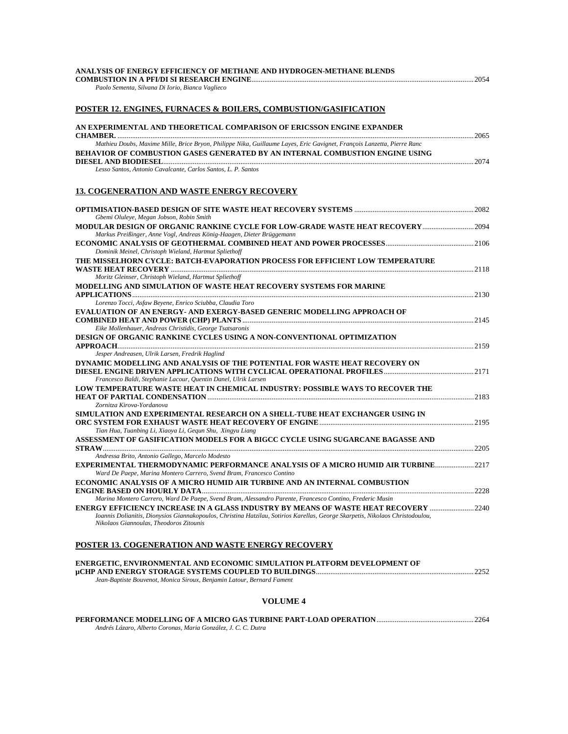**ANALYSIS OF ENERGY EFFICIENCY OF METHANE AND HYDROGEN-METHANE BLENDS COMBUSTION IN A PFI/DI SI RESEARCH ENGINE** ........ 2054
*Paolo Sementa, Silvana Di Iorio, Bianca Vaglieco*

## POSTER 12. ENGINES, FURNACES & BOILERS, COMBUSTION/GASIFICATION

**AN EXPERIMENTAL AND THEORETICAL COMPARISON OF ERICSSON ENGINE EXPANDER CHAMBER.** ........ 2065
*Mathieu Doubs, Maxime Mille, Brice Bryon, Philippe Nika, Guillaume Layes, Eric Gavignet, François Lanzetta, Pierre Ranc*

**BEHAVIOR OF COMBUSTION GASES GENERATED BY AN INTERNAL COMBUSTION ENGINE USING DIESEL AND BIODIESEL** ........ 2074
*Lesso Santos, Antonio Cavalcante, Carlos Santos, L. P. Santos*

## 13. COGENERATION AND WASTE ENERGY RECOVERY

**OPTIMISATION-BASED DESIGN OF SITE WASTE HEAT RECOVERY SYSTEMS** ........ 2082
*Gbemi Oluleye, Megan Jobson, Robin Smith*

**MODULAR DESIGN OF ORGANIC RANKINE CYCLE FOR LOW-GRADE WASTE HEAT RECOVERY** ........ 2094
*Markus Preißinger, Anne Vogl, Andreas König-Haagen, Dieter Brüggemann*

**ECONOMIC ANALYSIS OF GEOTHERMAL COMBINED HEAT AND POWER PROCESSES** ........ 2106
*Dominik Meinel, Christoph Wieland, Hartmut Spliethoff*

**THE MISSELHORN CYCLE: BATCH-EVAPORATION PROCESS FOR EFFICIENT LOW TEMPERATURE WASTE HEAT RECOVERY** ........ 2118
*Moritz Gleinser, Christoph Wieland, Hartmut Spliethoff*

**MODELLING AND SIMULATION OF WASTE HEAT RECOVERY SYSTEMS FOR MARINE APPLICATIONS** ........ 2130
*Lorenzo Tocci, Asfaw Beyene, Enrico Sciubba, Claudia Toro*

**EVALUATION OF AN ENERGY- AND EXERGY-BASED GENERIC MODELLING APPROACH OF COMBINED HEAT AND POWER (CHP) PLANTS** ........ 2145
*Eike Mollenhauer, Andreas Christidis, George Tsatsaronis*

**DESIGN OF ORGANIC RANKINE CYCLES USING A NON-CONVENTIONAL OPTIMIZATION APPROACH** ........ 2159
*Jesper Andreasen, Ulrik Larsen, Fredrik Haglind*

**DYNAMIC MODELLING AND ANALYSIS OF THE POTENTIAL FOR WASTE HEAT RECOVERY ON DIESEL ENGINE DRIVEN APPLICATIONS WITH CYCLICAL OPERATIONAL PROFILES** ........ 2171
*Francesco Baldi, Stephanie Lacour, Quentin Danel, Ulrik Larsen*

**LOW TEMPERATURE WASTE HEAT IN CHEMICAL INDUSTRY: POSSIBLE WAYS TO RECOVER THE HEAT OF PARTIAL CONDENSATION** ........ 2183
*Zornitza Kirova-Yordanova*

**SIMULATION AND EXPERIMENTAL RESEARCH ON A SHELL-TUBE HEAT EXCHANGER USING IN ORC SYSTEM FOR EXHAUST WASTE HEAT RECOVERY OF ENGINE** ........ 2195
*Tian Hua, Tuanbing Li, Xiaoya Li, Gequn Shu, Xingyu Liang*

**ASSESSMENT OF GASIFICATION MODELS FOR A BIGCC CYCLE USING SUGARCANE BAGASSE AND STRAW** ........ 2205
*Andressa Brito, Antonio Gallego, Marcelo Modesto*

**EXPERIMENTAL THERMODYNAMIC PERFORMANCE ANALYSIS OF A MICRO HUMID AIR TURBINE** ........ 2217
*Ward De Paepe, Marina Montero Carrero, Svend Bram, Francesco Contino*

**ECONOMIC ANALYSIS OF A MICRO HUMID AIR TURBINE AND AN INTERNAL COMBUSTION ENGINE BASED ON HOURLY DATA** ........ 2228
*Marina Montero Carrero, Ward De Paepe, Svend Bram, Alessandro Parente, Francesco Contino, Frederic Musin*

**ENERGY EFFICIENCY INCREASE IN A GLASS INDUSTRY BY MEANS OF WASTE HEAT RECOVERY** ........ 2240
*Ioannis Dolianitis, Dionysios Giannakopoulos, Christina Hatzilau, Sotirios Karellas, George Skarpetis, Nikolaos Christodoulou, Nikolaos Giannoulas, Theodoros Zitounis*

## POSTER 13. COGENERATION AND WASTE ENERGY RECOVERY

**ENERGETIC, ENVIRONMENTAL AND ECONOMIC SIMULATION PLATFORM DEVELOPMENT OF µCHP AND ENERGY STORAGE SYSTEMS COUPLED TO BUILDINGS** ........ 2252
*Jean-Baptiste Bouvenot, Monica Siroux, Benjamin Latour, Bernard Fament*

## VOLUME 4

**PERFORMANCE MODELLING OF A MICRO GAS TURBINE PART-LOAD OPERATION** ........ 2264
*Andrés Lázaro, Alberto Coronas, Maria González, J. C. C. Dutra*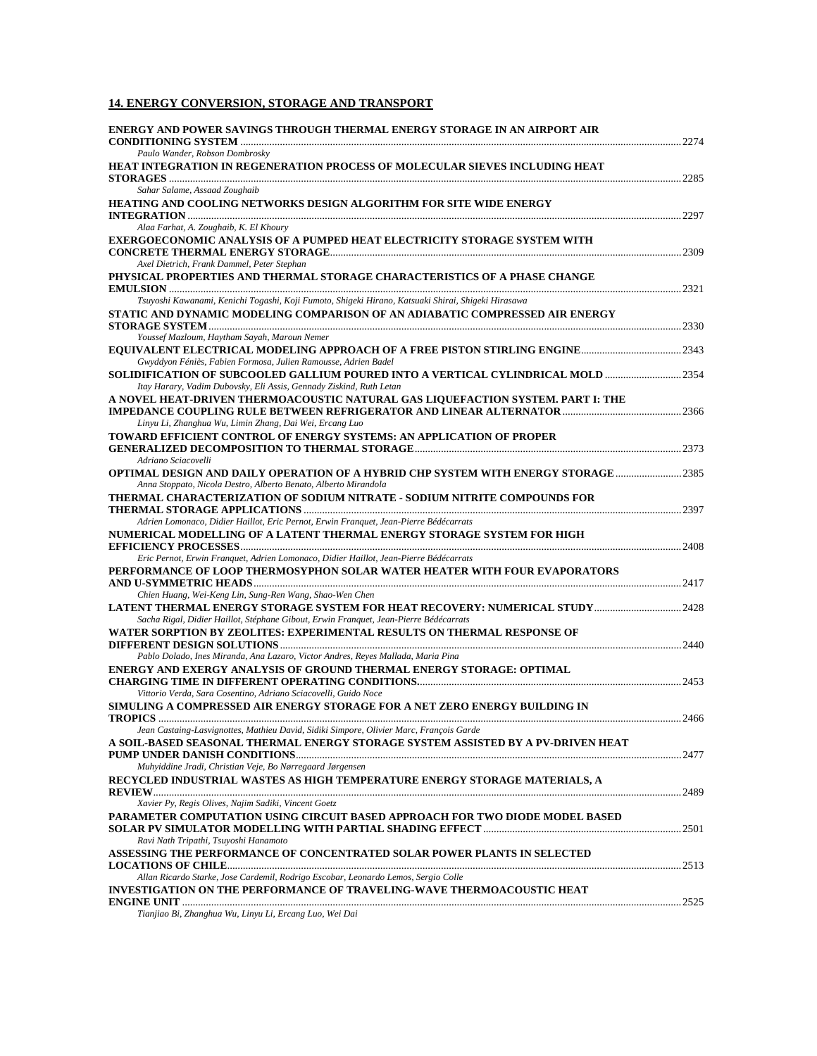## 14. ENERGY CONVERSION, STORAGE AND TRANSPORT

**ENERGY AND POWER SAVINGS THROUGH THERMAL ENERGY STORAGE IN AN AIRPORT AIR CONDITIONING SYSTEM** ........ 2274
*Paulo Wander, Robson Dombrosky*

**HEAT INTEGRATION IN REGENERATION PROCESS OF MOLECULAR SIEVES INCLUDING HEAT STORAGES** ........ 2285
*Sahar Salame, Assaad Zoughaib*

**HEATING AND COOLING NETWORKS DESIGN ALGORITHM FOR SITE WIDE ENERGY INTEGRATION** ........ 2297
*Alaa Farhat, A. Zoughaib, K. El Khoury*

**EXERGOECONOMIC ANALYSIS OF A PUMPED HEAT ELECTRICITY STORAGE SYSTEM WITH CONCRETE THERMAL ENERGY STORAGE** ........ 2309
*Axel Dietrich, Frank Dammel, Peter Stephan*

**PHYSICAL PROPERTIES AND THERMAL STORAGE CHARACTERISTICS OF A PHASE CHANGE EMULSION** ........ 2321
*Tsuyoshi Kawanami, Kenichi Togashi, Koji Fumoto, Shigeki Hirano, Katsuaki Shirai, Shigeki Hirasawa*

**STATIC AND DYNAMIC MODELING COMPARISON OF AN ADIABATIC COMPRESSED AIR ENERGY STORAGE SYSTEM** ........ 2330
*Youssef Mazloum, Haytham Sayah, Maroun Nemer*

**EQUIVALENT ELECTRICAL MODELING APPROACH OF A FREE PISTON STIRLING ENGINE** ........ 2343
*Gwyddyon Féniès, Fabien Formosa, Julien Ramousse, Adrien Badel*

**SOLIDIFICATION OF SUBCOOLED GALLIUM POURED INTO A VERTICAL CYLINDRICAL MOLD** ........ 2354
*Itay Harary, Vadim Dubovsky, Eli Assis, Gennady Ziskind, Ruth Letan*

**A NOVEL HEAT-DRIVEN THERMOACOUSTIC NATURAL GAS LIQUEFACTION SYSTEM. PART I: THE IMPEDANCE COUPLING RULE BETWEEN REFRIGERATOR AND LINEAR ALTERNATOR** ........ 2366
*Linyu Li, Zhanghua Wu, Limin Zhang, Dai Wei, Ercang Luo*

**TOWARD EFFICIENT CONTROL OF ENERGY SYSTEMS: AN APPLICATION OF PROPER GENERALIZED DECOMPOSITION TO THERMAL STORAGE** ........ 2373
*Adriano Sciacovelli*

**OPTIMAL DESIGN AND DAILY OPERATION OF A HYBRID CHP SYSTEM WITH ENERGY STORAGE** ........ 2385
*Anna Stoppato, Nicola Destro, Alberto Benato, Alberto Mirandola*

**THERMAL CHARACTERIZATION OF SODIUM NITRATE - SODIUM NITRITE COMPOUNDS FOR THERMAL STORAGE APPLICATIONS** ........ 2397
*Adrien Lomonaco, Didier Haillot, Eric Pernot, Erwin Franquet, Jean-Pierre Bédécarrats*

**NUMERICAL MODELLING OF A LATENT THERMAL ENERGY STORAGE SYSTEM FOR HIGH EFFICIENCY PROCESSES** ........ 2408
*Eric Pernot, Erwin Franquet, Adrien Lomonaco, Didier Haillot, Jean-Pierre Bédécarrats*

**PERFORMANCE OF LOOP THERMOSYPHON SOLAR WATER HEATER WITH FOUR EVAPORATORS AND U-SYMMETRIC HEADS** ........ 2417
*Chien Huang, Wei-Keng Lin, Sung-Ren Wang, Shao-Wen Chen*

**LATENT THERMAL ENERGY STORAGE SYSTEM FOR HEAT RECOVERY: NUMERICAL STUDY** ........ 2428
*Sacha Rigal, Didier Haillot, Stéphane Gibout, Erwin Franquet, Jean-Pierre Bédécarrats*

**WATER SORPTION BY ZEOLITES: EXPERIMENTAL RESULTS ON THERMAL RESPONSE OF DIFFERENT DESIGN SOLUTIONS** ........ 2440
*Pablo Dolado, Ines Miranda, Ana Lazaro, Victor Andres, Reyes Mallada, Maria Pina*

**ENERGY AND EXERGY ANALYSIS OF GROUND THERMAL ENERGY STORAGE: OPTIMAL CHARGING TIME IN DIFFERENT OPERATING CONDITIONS.** ........ 2453
*Vittorio Verda, Sara Cosentino, Adriano Sciacovelli, Guido Noce*

**SIMULING A COMPRESSED AIR ENERGY STORAGE FOR A NET ZERO ENERGY BUILDING IN TROPICS** ........ 2466
*Jean Castaing-Lasvignottes, Mathieu David, Sidiki Simpore, Olivier Marc, François Garde*

**A SOIL-BASED SEASONAL THERMAL ENERGY STORAGE SYSTEM ASSISTED BY A PV-DRIVEN HEAT PUMP UNDER DANISH CONDITIONS** ........ 2477
*Muhyiddine Jradi, Christian Veje, Bo Nørregaard Jørgensen*

**RECYCLED INDUSTRIAL WASTES AS HIGH TEMPERATURE ENERGY STORAGE MATERIALS, A REVIEW** ........ 2489
*Xavier Py, Regis Olives, Najim Sadiki, Vincent Goetz*

**PARAMETER COMPUTATION USING CIRCUIT BASED APPROACH FOR TWO DIODE MODEL BASED SOLAR PV SIMULATOR MODELLING WITH PARTIAL SHADING EFFECT** ........ 2501
*Ravi Nath Tripathi, Tsuyoshi Hanamoto*

**ASSESSING THE PERFORMANCE OF CONCENTRATED SOLAR POWER PLANTS IN SELECTED LOCATIONS OF CHILE** ........ 2513
*Allan Ricardo Starke, Jose Cardemil, Rodrigo Escobar, Leonardo Lemos, Sergio Colle*

**INVESTIGATION ON THE PERFORMANCE OF TRAVELING-WAVE THERMOACOUSTIC HEAT ENGINE UNIT** ........ 2525
*Tianjiao Bi, Zhanghua Wu, Linyu Li, Ercang Luo, Wei Dai*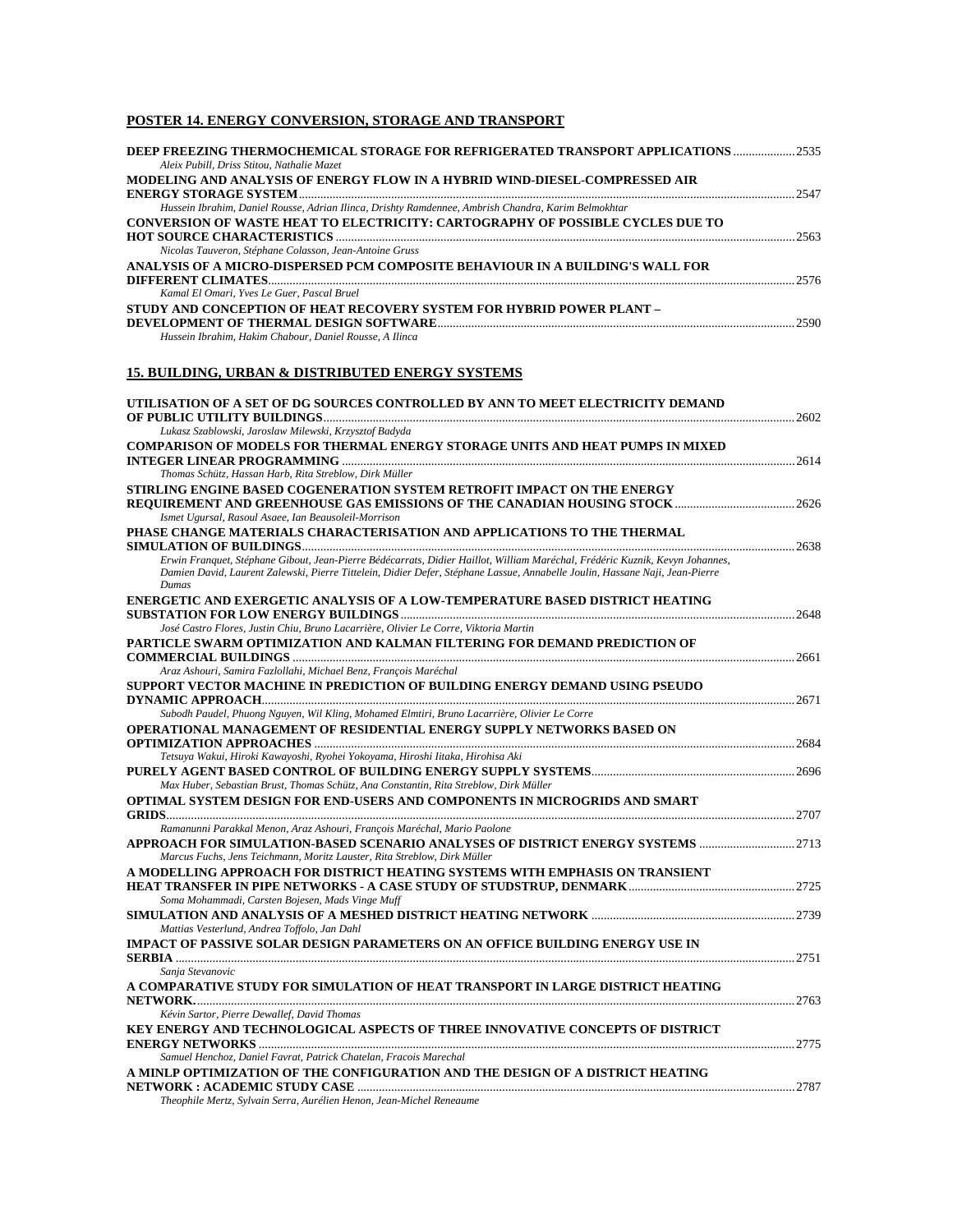## POSTER 14. ENERGY CONVERSION, STORAGE AND TRANSPORT

**DEEP FREEZING THERMOCHEMICAL STORAGE FOR REFRIGERATED TRANSPORT APPLICATIONS** .................... 2535
*Aleix Pubill, Driss Stitou, Nathalie Mazet*

**MODELING AND ANALYSIS OF ENERGY FLOW IN A HYBRID WIND-DIESEL-COMPRESSED AIR ENERGY STORAGE SYSTEM** .................... 2547
*Hussein Ibrahim, Daniel Rousse, Adrian Ilinca, Drishty Ramdennee, Ambrish Chandra, Karim Belmokhtar*

**CONVERSION OF WASTE HEAT TO ELECTRICITY: CARTOGRAPHY OF POSSIBLE CYCLES DUE TO HOT SOURCE CHARACTERISTICS** .................... 2563
*Nicolas Tauveron, Stéphane Colasson, Jean-Antoine Gruss*

**ANALYSIS OF A MICRO-DISPERSED PCM COMPOSITE BEHAVIOUR IN A BUILDING'S WALL FOR DIFFERENT CLIMATES** .................... 2576
*Kamal El Omari, Yves Le Guer, Pascal Bruel*

**STUDY AND CONCEPTION OF HEAT RECOVERY SYSTEM FOR HYBRID POWER PLANT – DEVELOPMENT OF THERMAL DESIGN SOFTWARE** .................... 2590
*Hussein Ibrahim, Hakim Chabour, Daniel Rousse, A Ilinca*

## 15. BUILDING, URBAN & DISTRIBUTED ENERGY SYSTEMS

**UTILISATION OF A SET OF DG SOURCES CONTROLLED BY ANN TO MEET ELECTRICITY DEMAND OF PUBLIC UTILITY BUILDINGS** .................... 2602
*Lukasz Szablowski, Jaroslaw Milewski, Krzysztof Badyda*

**COMPARISON OF MODELS FOR THERMAL ENERGY STORAGE UNITS AND HEAT PUMPS IN MIXED INTEGER LINEAR PROGRAMMING** .................... 2614
*Thomas Schütz, Hassan Harb, Rita Streblow, Dirk Müller*

**STIRLING ENGINE BASED COGENERATION SYSTEM RETROFIT IMPACT ON THE ENERGY REQUIREMENT AND GREENHOUSE GAS EMISSIONS OF THE CANADIAN HOUSING STOCK** .................... 2626
*Ismet Ugursal, Rasoul Asaee, Ian Beausoleil-Morrison*

**PHASE CHANGE MATERIALS CHARACTERISATION AND APPLICATIONS TO THE THERMAL SIMULATION OF BUILDINGS** .................... 2638
*Erwin Franquet, Stéphane Gibout, Jean-Pierre Bédécarrats, Didier Haillot, William Maréchal, Frédéric Kuznik, Kevyn Johannes, Damien David, Laurent Zalewski, Pierre Tittelein, Didier Defer, Stéphane Lassue, Annabelle Joulin, Hassane Naji, Jean-Pierre Dumas*

**ENERGETIC AND EXERGETIC ANALYSIS OF A LOW-TEMPERATURE BASED DISTRICT HEATING SUBSTATION FOR LOW ENERGY BUILDINGS** .................... 2648
*José Castro Flores, Justin Chiu, Bruno Lacarrière, Olivier Le Corre, Viktoria Martin*

**PARTICLE SWARM OPTIMIZATION AND KALMAN FILTERING FOR DEMAND PREDICTION OF COMMERCIAL BUILDINGS** .................... 2661
*Araz Ashouri, Samira Fazlollahi, Michael Benz, François Maréchal*

**SUPPORT VECTOR MACHINE IN PREDICTION OF BUILDING ENERGY DEMAND USING PSEUDO DYNAMIC APPROACH** .................... 2671
*Subodh Paudel, Phuong Nguyen, Wil Kling, Mohamed Elmtiri, Bruno Lacarrière, Olivier Le Corre*

**OPERATIONAL MANAGEMENT OF RESIDENTIAL ENERGY SUPPLY NETWORKS BASED ON OPTIMIZATION APPROACHES** .................... 2684
*Tetsuya Wakui, Hiroki Kawayoshi, Ryohei Yokoyama, Hiroshi Iitaka, Hirohisa Aki*

**PURELY AGENT BASED CONTROL OF BUILDING ENERGY SUPPLY SYSTEMS** .................... 2696
*Max Huber, Sebastian Brust, Thomas Schütz, Ana Constantin, Rita Streblow, Dirk Müller*

**OPTIMAL SYSTEM DESIGN FOR END-USERS AND COMPONENTS IN MICROGRIDS AND SMART GRIDS** .................... 2707
*Ramanunni Parakkal Menon, Araz Ashouri, François Maréchal, Mario Paolone*

**APPROACH FOR SIMULATION-BASED SCENARIO ANALYSES OF DISTRICT ENERGY SYSTEMS** .................... 2713
*Marcus Fuchs, Jens Teichmann, Moritz Lauster, Rita Streblow, Dirk Müller*

**A MODELLING APPROACH FOR DISTRICT HEATING SYSTEMS WITH EMPHASIS ON TRANSIENT HEAT TRANSFER IN PIPE NETWORKS - A CASE STUDY OF STUDSTRUP, DENMARK** .................... 2725
*Soma Mohammadi, Carsten Bojesen, Mads Vinge Muff*

**SIMULATION AND ANALYSIS OF A MESHED DISTRICT HEATING NETWORK** .................... 2739
*Mattias Vesterlund, Andrea Toffolo, Jan Dahl*

**IMPACT OF PASSIVE SOLAR DESIGN PARAMETERS ON AN OFFICE BUILDING ENERGY USE IN SERBIA** .................... 2751
*Sanja Stevanovic*

**A COMPARATIVE STUDY FOR SIMULATION OF HEAT TRANSPORT IN LARGE DISTRICT HEATING NETWORK.** .................... 2763
*Kévin Sartor, Pierre Dewallef, David Thomas*

**KEY ENERGY AND TECHNOLOGICAL ASPECTS OF THREE INNOVATIVE CONCEPTS OF DISTRICT ENERGY NETWORKS** .................... 2775
*Samuel Henchoz, Daniel Favrat, Patrick Chatelan, Fracois Marechal*

**A MINLP OPTIMIZATION OF THE CONFIGURATION AND THE DESIGN OF A DISTRICT HEATING NETWORK : ACADEMIC STUDY CASE** .................... 2787
*Theophile Mertz, Sylvain Serra, Aurélien Henon, Jean-Michel Reneaume*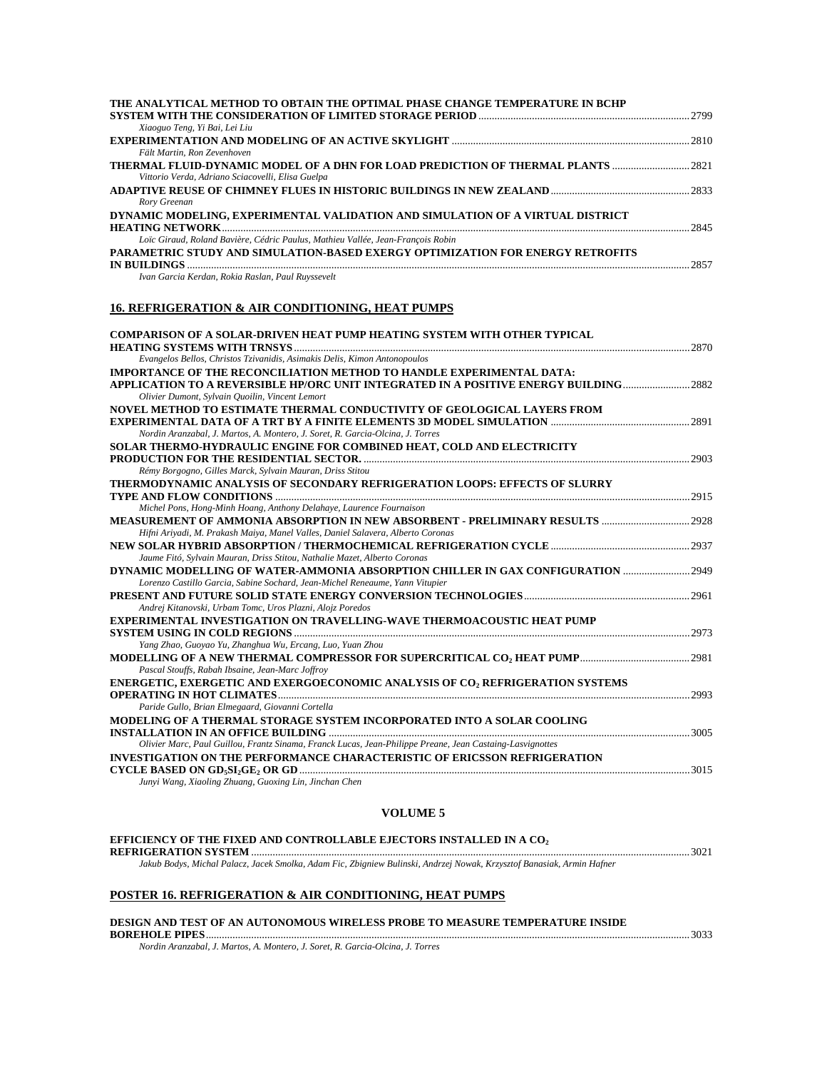**THE ANALYTICAL METHOD TO OBTAIN THE OPTIMAL PHASE CHANGE TEMPERATURE IN BCHP SYSTEM WITH THE CONSIDERATION OF LIMITED STORAGE PERIOD** ............ 2799
*Xiaoguo Teng, Yi Bai, Lei Liu*

**EXPERIMENTATION AND MODELING OF AN ACTIVE SKYLIGHT** ............ 2810
*Fält Martin, Ron Zevenhoven*

**THERMAL FLUID-DYNAMIC MODEL OF A DHN FOR LOAD PREDICTION OF THERMAL PLANTS** ............ 2821
*Vittorio Verda, Adriano Sciacovelli, Elisa Guelpa*

**ADAPTIVE REUSE OF CHIMNEY FLUES IN HISTORIC BUILDINGS IN NEW ZEALAND** ............ 2833
*Rory Greenan*

**DYNAMIC MODELING, EXPERIMENTAL VALIDATION AND SIMULATION OF A VIRTUAL DISTRICT HEATING NETWORK** ............ 2845
*Loïc Giraud, Roland Bavière, Cédric Paulus, Mathieu Vallée, Jean-François Robin*

**PARAMETRIC STUDY AND SIMULATION-BASED EXERGY OPTIMIZATION FOR ENERGY RETROFITS IN BUILDINGS** ............ 2857
*Ivan Garcia Kerdan, Rokia Raslan, Paul Ruyssevelt*

## 16. REFRIGERATION & AIR CONDITIONING, HEAT PUMPS

**COMPARISON OF A SOLAR-DRIVEN HEAT PUMP HEATING SYSTEM WITH OTHER TYPICAL HEATING SYSTEMS WITH TRNSYS** ............ 2870
*Evangelos Bellos, Christos Tzivanidis, Asimakis Delis, Kimon Antonopoulos*

**IMPORTANCE OF THE RECONCILIATION METHOD TO HANDLE EXPERIMENTAL DATA: APPLICATION TO A REVERSIBLE HP/ORC UNIT INTEGRATED IN A POSITIVE ENERGY BUILDING** ............ 2882
*Olivier Dumont, Sylvain Quoilin, Vincent Lemort*

**NOVEL METHOD TO ESTIMATE THERMAL CONDUCTIVITY OF GEOLOGICAL LAYERS FROM EXPERIMENTAL DATA OF A TRT BY A FINITE ELEMENTS 3D MODEL SIMULATION** ............ 2891
*Nordin Aranzabal, J. Martos, A. Montero, J. Soret, R. Garcia-Olcina, J. Torres*

**SOLAR THERMO-HYDRAULIC ENGINE FOR COMBINED HEAT, COLD AND ELECTRICITY PRODUCTION FOR THE RESIDENTIAL SECTOR.** ............ 2903
*Rémy Borgogno, Gilles Marck, Sylvain Mauran, Driss Stitou*

**THERMODYNAMIC ANALYSIS OF SECONDARY REFRIGERATION LOOPS: EFFECTS OF SLURRY TYPE AND FLOW CONDITIONS** ............ 2915
*Michel Pons, Hong-Minh Hoang, Anthony Delahaye, Laurence Fournaison*

**MEASUREMENT OF AMMONIA ABSORPTION IN NEW ABSORBENT - PRELIMINARY RESULTS** ............ 2928
*Hifni Ariyadi, M. Prakash Maiya, Manel Valles, Daniel Salavera, Alberto Coronas*

**NEW SOLAR HYBRID ABSORPTION / THERMOCHEMICAL REFRIGERATION CYCLE** ............ 2937
*Jaume Fitó, Sylvain Mauran, Driss Stitou, Nathalie Mazet, Alberto Coronas*

**DYNAMIC MODELLING OF WATER-AMMONIA ABSORPTION CHILLER IN GAX CONFIGURATION** ............ 2949
*Lorenzo Castillo Garcia, Sabine Sochard, Jean-Michel Reneaume, Yann Vitupier*

**PRESENT AND FUTURE SOLID STATE ENERGY CONVERSION TECHNOLOGIES** ............ 2961
*Andrej Kitanovski, Urbam Tomc, Uros Plazni, Alojz Poredos*

**EXPERIMENTAL INVESTIGATION ON TRAVELLING-WAVE THERMOACOUSTIC HEAT PUMP SYSTEM USING IN COLD REGIONS** ............ 2973
*Yang Zhao, Guoyao Yu, Zhanghua Wu, Ercang, Luo, Yuan Zhou*

**MODELLING OF A NEW THERMAL COMPRESSOR FOR SUPERCRITICAL $CO_2$ HEAT PUMP** ............ 2981
*Pascal Stouffs, Rabah Ibsaine, Jean-Marc Joffroy*

**ENERGETIC, EXERGETIC AND EXERGOECONOMIC ANALYSIS OF $CO_2$ REFRIGERATION SYSTEMS OPERATING IN HOT CLIMATES** ............ 2993
*Paride Gullo, Brian Elmegaard, Giovanni Cortella*

**MODELING OF A THERMAL STORAGE SYSTEM INCORPORATED INTO A SOLAR COOLING INSTALLATION IN AN OFFICE BUILDING** ............ 3005
*Olivier Marc, Paul Guillou, Frantz Sinama, Franck Lucas, Jean-Philippe Preane, Jean Castaing-Lasvignottes*

**INVESTIGATION ON THE PERFORMANCE CHARACTERISTIC OF ERICSSON REFRIGERATION CYCLE BASED ON $GD_5SI_2GE_2$ OR GD** ............ 3015
*Junyi Wang, Xiaoling Zhuang, Guoxing Lin, Jinchan Chen*

## VOLUME 5

**EFFICIENCY OF THE FIXED AND CONTROLLABLE EJECTORS INSTALLED IN A $CO_2$ REFRIGERATION SYSTEM** ............ 3021
*Jakub Bodys, Michal Palacz, Jacek Smolka, Adam Fic, Zbigniew Bulinski, Andrzej Nowak, Krzysztof Banasiak, Armin Hafner*

## POSTER 16. REFRIGERATION & AIR CONDITIONING, HEAT PUMPS

**DESIGN AND TEST OF AN AUTONOMOUS WIRELESS PROBE TO MEASURE TEMPERATURE INSIDE BOREHOLE PIPES** ............ 3033
*Nordin Aranzabal, J. Martos, A. Montero, J. Soret, R. Garcia-Olcina, J. Torres*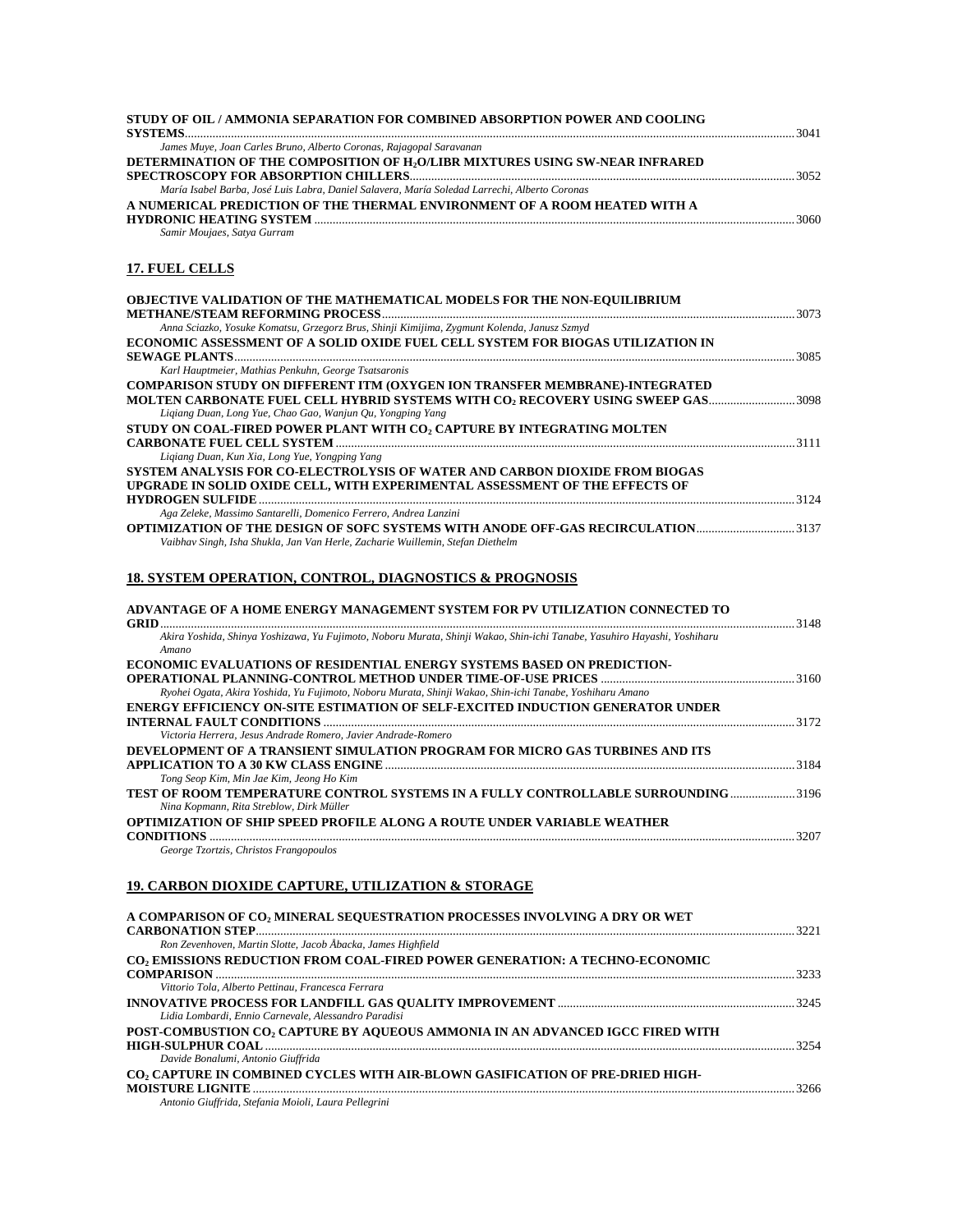**STUDY OF OIL / AMMONIA SEPARATION FOR COMBINED ABSORPTION POWER AND COOLING SYSTEMS** ........ 3041
*James Muye, Joan Carles Bruno, Alberto Coronas, Rajagopal Saravanan*

**DETERMINATION OF THE COMPOSITION OF $H_2O$/LIBR MIXTURES USING SW-NEAR INFRARED SPECTROSCOPY FOR ABSORPTION CHILLERS** ........ 3052
*María Isabel Barba, José Luis Labra, Daniel Salavera, María Soledad Larrechi, Alberto Coronas*

**A NUMERICAL PREDICTION OF THE THERMAL ENVIRONMENT OF A ROOM HEATED WITH A HYDRONIC HEATING SYSTEM** ........ 3060
*Samir Moujaes, Satya Gurram*

## 17. FUEL CELLS

**OBJECTIVE VALIDATION OF THE MATHEMATICAL MODELS FOR THE NON-EQUILIBRIUM METHANE/STEAM REFORMING PROCESS** ........ 3073
*Anna Sciazko, Yosuke Komatsu, Grzegorz Brus, Shinji Kimijima, Zygmunt Kolenda, Janusz Szmyd*

**ECONOMIC ASSESSMENT OF A SOLID OXIDE FUEL CELL SYSTEM FOR BIOGAS UTILIZATION IN SEWAGE PLANTS** ........ 3085
*Karl Hauptmeier, Mathias Penkuhn, George Tsatsaronis*

**COMPARISON STUDY ON DIFFERENT ITM (OXYGEN ION TRANSFER MEMBRANE)-INTEGRATED MOLTEN CARBONATE FUEL CELL HYBRID SYSTEMS WITH $CO_2$ RECOVERY USING SWEEP GAS** ........ 3098
*Liqiang Duan, Long Yue, Chao Gao, Wanjun Qu, Yongping Yang*

**STUDY ON COAL-FIRED POWER PLANT WITH $CO_2$ CAPTURE BY INTEGRATING MOLTEN CARBONATE FUEL CELL SYSTEM** ........ 3111
*Liqiang Duan, Kun Xia, Long Yue, Yongping Yang*

**SYSTEM ANALYSIS FOR CO-ELECTROLYSIS OF WATER AND CARBON DIOXIDE FROM BIOGAS UPGRADE IN SOLID OXIDE CELL, WITH EXPERIMENTAL ASSESSMENT OF THE EFFECTS OF HYDROGEN SULFIDE** ........ 3124
*Aga Zeleke, Massimo Santarelli, Domenico Ferrero, Andrea Lanzini*

**OPTIMIZATION OF THE DESIGN OF SOFC SYSTEMS WITH ANODE OFF-GAS RECIRCULATION** ........ 3137
*Vaibhav Singh, Isha Shukla, Jan Van Herle, Zacharie Wuillemin, Stefan Diethelm*

## 18. SYSTEM OPERATION, CONTROL, DIAGNOSTICS & PROGNOSIS

**ADVANTAGE OF A HOME ENERGY MANAGEMENT SYSTEM FOR PV UTILIZATION CONNECTED TO GRID** ........ 3148
*Akira Yoshida, Shinya Yoshizawa, Yu Fujimoto, Noboru Murata, Shinji Wakao, Shin-ichi Tanabe, Yasuhiro Hayashi, Yoshiharu Amano*

**ECONOMIC EVALUATIONS OF RESIDENTIAL ENERGY SYSTEMS BASED ON PREDICTION-OPERATIONAL PLANNING-CONTROL METHOD UNDER TIME-OF-USE PRICES** ........ 3160
*Ryohei Ogata, Akira Yoshida, Yu Fujimoto, Noboru Murata, Shinji Wakao, Shin-ichi Tanabe, Yoshiharu Amano*

**ENERGY EFFICIENCY ON-SITE ESTIMATION OF SELF-EXCITED INDUCTION GENERATOR UNDER INTERNAL FAULT CONDITIONS** ........ 3172
*Victoria Herrera, Jesus Andrade Romero, Javier Andrade-Romero*

**DEVELOPMENT OF A TRANSIENT SIMULATION PROGRAM FOR MICRO GAS TURBINES AND ITS APPLICATION TO A 30 KW CLASS ENGINE** ........ 3184
*Tong Seop Kim, Min Jae Kim, Jeong Ho Kim*

**TEST OF ROOM TEMPERATURE CONTROL SYSTEMS IN A FULLY CONTROLLABLE SURROUNDING** ........ 3196
*Nina Kopmann, Rita Streblow, Dirk Müller*

**OPTIMIZATION OF SHIP SPEED PROFILE ALONG A ROUTE UNDER VARIABLE WEATHER CONDITIONS** ........ 3207
*George Tzortzis, Christos Frangopoulos*

## 19. CARBON DIOXIDE CAPTURE, UTILIZATION & STORAGE

**A COMPARISON OF $CO_2$ MINERAL SEQUESTRATION PROCESSES INVOLVING A DRY OR WET CARBONATION STEP** ........ 3221
*Ron Zevenhoven, Martin Slotte, Jacob Åbacka, James Highfield*

**$CO_2$ EMISSIONS REDUCTION FROM COAL-FIRED POWER GENERATION: A TECHNO-ECONOMIC COMPARISON** ........ 3233
*Vittorio Tola, Alberto Pettinau, Francesca Ferrara*

**INNOVATIVE PROCESS FOR LANDFILL GAS QUALITY IMPROVEMENT** ........ 3245
*Lidia Lombardi, Ennio Carnevale, Alessandro Paradisi*

**POST-COMBUSTION $CO_2$ CAPTURE BY AQUEOUS AMMONIA IN AN ADVANCED IGCC FIRED WITH HIGH-SULPHUR COAL** ........ 3254
*Davide Bonalumi, Antonio Giuffrida*

**$CO_2$ CAPTURE IN COMBINED CYCLES WITH AIR-BLOWN GASIFICATION OF PRE-DRIED HIGH-MOISTURE LIGNITE** ........ 3266
*Antonio Giuffrida, Stefania Moioli, Laura Pellegrini*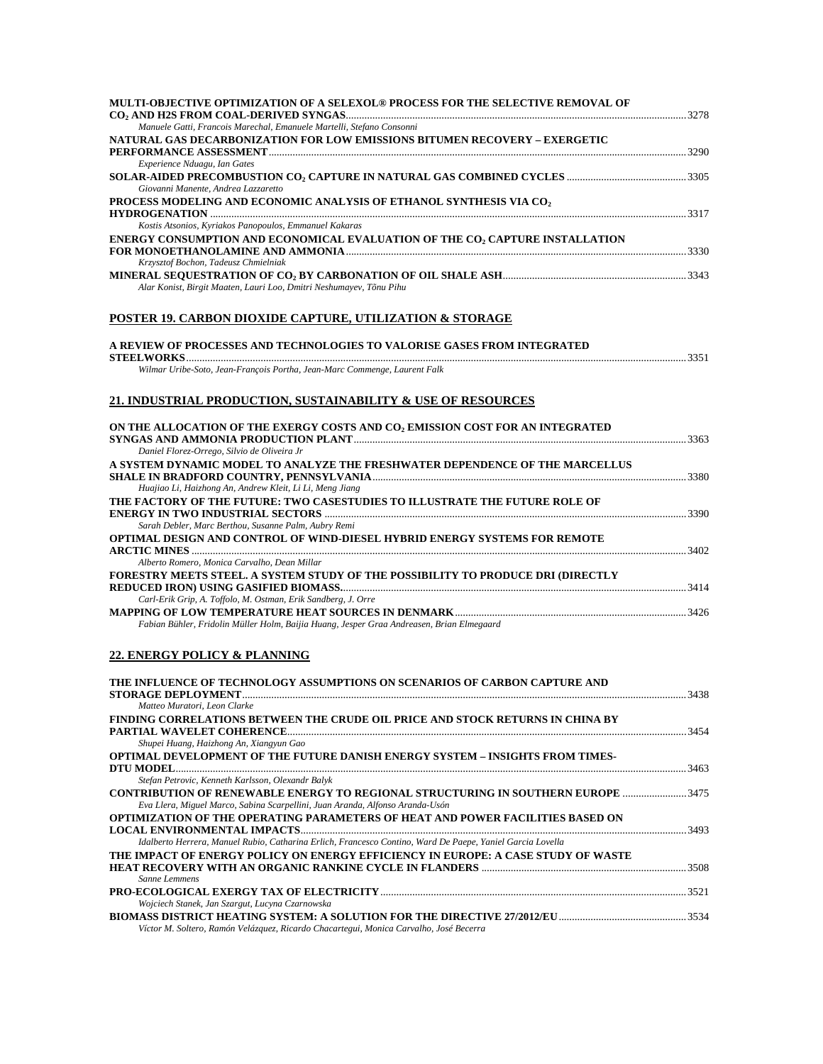**MULTI-OBJECTIVE OPTIMIZATION OF A SELEXOL® PROCESS FOR THE SELECTIVE REMOVAL OF $CO_2$ AND H2S FROM COAL-DERIVED SYNGAS** ... 3278
*Manuele Gatti, Francois Marechal, Emanuele Martelli, Stefano Consonni*

**NATURAL GAS DECARBONIZATION FOR LOW EMISSIONS BITUMEN RECOVERY – EXERGETIC PERFORMANCE ASSESSMENT** ... 3290
*Experience Nduagu, Ian Gates*

**SOLAR-AIDED PRECOMBUSTION $CO_2$ CAPTURE IN NATURAL GAS COMBINED CYCLES** ... 3305
*Giovanni Manente, Andrea Lazzaretto*

**PROCESS MODELING AND ECONOMIC ANALYSIS OF ETHANOL SYNTHESIS VIA $CO_2$ HYDROGENATION** ... 3317
*Kostis Atsonios, Kyriakos Panopoulos, Emmanuel Kakaras*

**ENERGY CONSUMPTION AND ECONOMICAL EVALUATION OF THE $CO_2$ CAPTURE INSTALLATION FOR MONOETHANOLAMINE AND AMMONIA** ... 3330
*Krzysztof Bochon, Tadeusz Chmielniak*

**MINERAL SEQUESTRATION OF $CO_2$ BY CARBONATION OF OIL SHALE ASH** ... 3343
*Alar Konist, Birgit Maaten, Lauri Loo, Dmitri Neshumayev, Tõnu Pihu*

## POSTER 19. CARBON DIOXIDE CAPTURE, UTILIZATION & STORAGE

**A REVIEW OF PROCESSES AND TECHNOLOGIES TO VALORISE GASES FROM INTEGRATED STEELWORKS** ... 3351
*Wilmar Uribe-Soto, Jean-François Portha, Jean-Marc Commenge, Laurent Falk*

## 21. INDUSTRIAL PRODUCTION, SUSTAINABILITY & USE OF RESOURCES

**ON THE ALLOCATION OF THE EXERGY COSTS AND $CO_2$ EMISSION COST FOR AN INTEGRATED SYNGAS AND AMMONIA PRODUCTION PLANT** ... 3363
*Daniel Florez-Orrego, Silvio de Oliveira Jr*

**A SYSTEM DYNAMIC MODEL TO ANALYZE THE FRESHWATER DEPENDENCE OF THE MARCELLUS SHALE IN BRADFORD COUNTRY, PENNSYLVANIA** ... 3380
*Huajiao Li, Haizhong An, Andrew Kleit, Li Li, Meng Jiang*

**THE FACTORY OF THE FUTURE: TWO CASESTUDIES TO ILLUSTRATE THE FUTURE ROLE OF ENERGY IN TWO INDUSTRIAL SECTORS** ... 3390
*Sarah Debler, Marc Berthou, Susanne Palm, Aubry Remi*

**OPTIMAL DESIGN AND CONTROL OF WIND-DIESEL HYBRID ENERGY SYSTEMS FOR REMOTE ARCTIC MINES** ... 3402
*Alberto Romero, Monica Carvalho, Dean Millar*

**FORESTRY MEETS STEEL. A SYSTEM STUDY OF THE POSSIBILITY TO PRODUCE DRI (DIRECTLY REDUCED IRON) USING GASIFIED BIOMASS.** ... 3414
*Carl-Erik Grip, A. Toffolo, M. Ostman, Erik Sandberg, J. Orre*

**MAPPING OF LOW TEMPERATURE HEAT SOURCES IN DENMARK** ... 3426
*Fabian Bühler, Fridolin Müller Holm, Baijia Huang, Jesper Graa Andreasen, Brian Elmegaard*

## 22. ENERGY POLICY & PLANNING

**THE INFLUENCE OF TECHNOLOGY ASSUMPTIONS ON SCENARIOS OF CARBON CAPTURE AND STORAGE DEPLOYMENT** ... 3438
*Matteo Muratori, Leon Clarke*

**FINDING CORRELATIONS BETWEEN THE CRUDE OIL PRICE AND STOCK RETURNS IN CHINA BY PARTIAL WAVELET COHERENCE** ... 3454
*Shupei Huang, Haizhong An, Xiangyun Gao*

**OPTIMAL DEVELOPMENT OF THE FUTURE DANISH ENERGY SYSTEM – INSIGHTS FROM TIMES-DTU MODEL** ... 3463
*Stefan Petrovic, Kenneth Karlsson, Olexandr Balyk*

**CONTRIBUTION OF RENEWABLE ENERGY TO REGIONAL STRUCTURING IN SOUTHERN EUROPE** ... 3475
*Eva Llera, Miguel Marco, Sabina Scarpellini, Juan Aranda, Alfonso Aranda-Usón*

**OPTIMIZATION OF THE OPERATING PARAMETERS OF HEAT AND POWER FACILITIES BASED ON LOCAL ENVIRONMENTAL IMPACTS** ... 3493
*Idalberto Herrera, Manuel Rubio, Catharina Erlich, Francesco Contino, Ward De Paepe, Yaniel Garcia Lovella*

**THE IMPACT OF ENERGY POLICY ON ENERGY EFFICIENCY IN EUROPE: A CASE STUDY OF WASTE HEAT RECOVERY WITH AN ORGANIC RANKINE CYCLE IN FLANDERS** ... 3508
*Sanne Lemmens*

**PRO-ECOLOGICAL EXERGY TAX OF ELECTRICITY** ... 3521
*Wojciech Stanek, Jan Szargut, Lucyna Czarnowska*

**BIOMASS DISTRICT HEATING SYSTEM: A SOLUTION FOR THE DIRECTIVE 27/2012/EU** ... 3534
*Víctor M. Soltero, Ramón Velázquez, Ricardo Chacartegui, Monica Carvalho, José Becerra*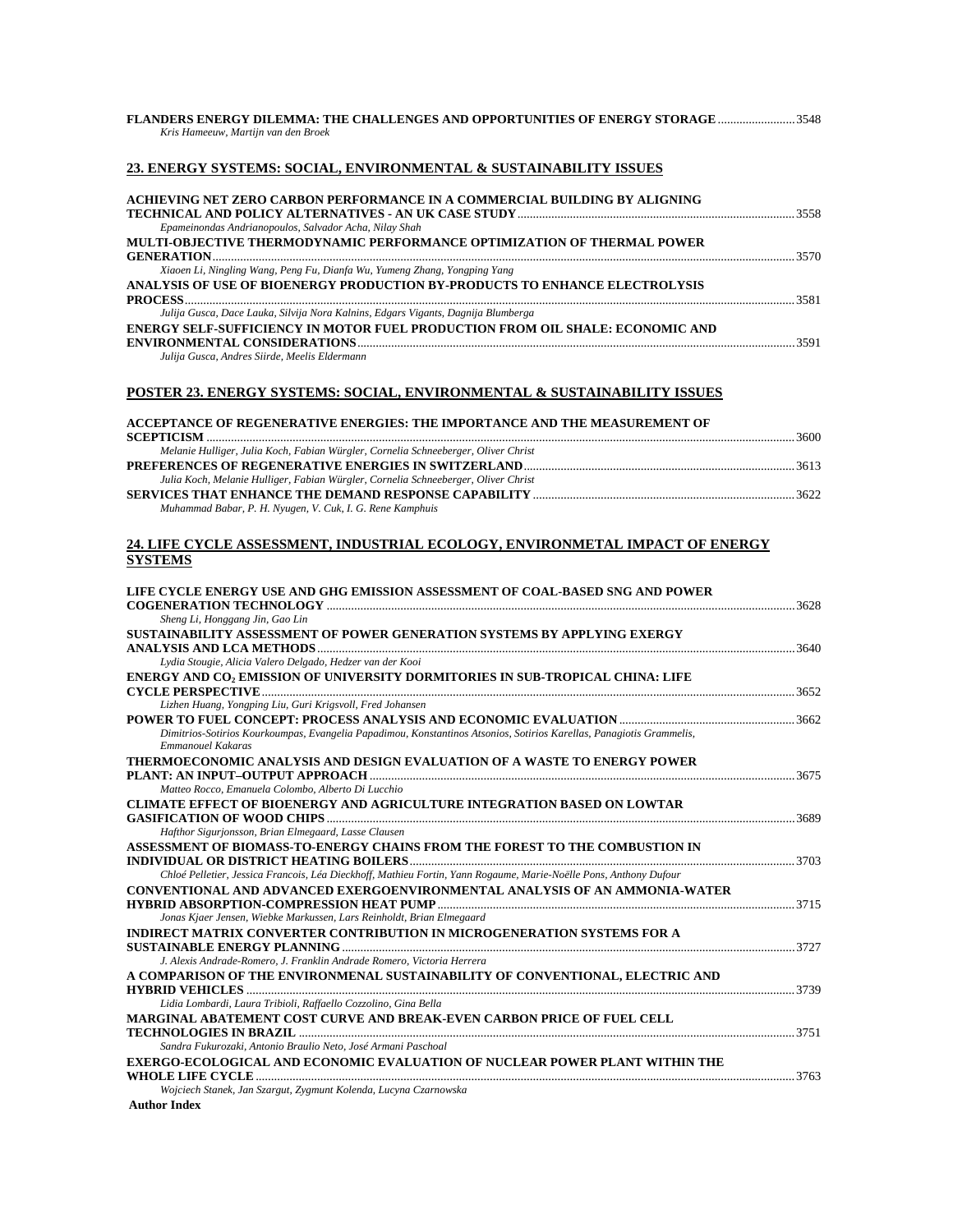**FLANDERS ENERGY DILEMMA: THE CHALLENGES AND OPPORTUNITIES OF ENERGY STORAGE** ........................ 3548
*Kris Hameeuw, Martijn van den Broek*

## 23. ENERGY SYSTEMS: SOCIAL, ENVIRONMENTAL & SUSTAINABILITY ISSUES

**ACHIEVING NET ZERO CARBON PERFORMANCE IN A COMMERCIAL BUILDING BY ALIGNING TECHNICAL AND POLICY ALTERNATIVES - AN UK CASE STUDY** ........................ 3558
*Epameinondas Andrianopoulos, Salvador Acha, Nilay Shah*

**MULTI-OBJECTIVE THERMODYNAMIC PERFORMANCE OPTIMIZATION OF THERMAL POWER GENERATION** ........................ 3570
*Xiaoen Li, Ningling Wang, Peng Fu, Dianfa Wu, Yumeng Zhang, Yongping Yang*

**ANALYSIS OF USE OF BIOENERGY PRODUCTION BY-PRODUCTS TO ENHANCE ELECTROLYSIS PROCESS** ........................ 3581
*Julija Gusca, Dace Lauka, Silvija Nora Kalnins, Edgars Vigants, Dagnija Blumberga*

**ENERGY SELF-SUFFICIENCY IN MOTOR FUEL PRODUCTION FROM OIL SHALE: ECONOMIC AND ENVIRONMENTAL CONSIDERATIONS** ........................ 3591
*Julija Gusca, Andres Siirde, Meelis Eldermann*

## POSTER 23. ENERGY SYSTEMS: SOCIAL, ENVIRONMENTAL & SUSTAINABILITY ISSUES

**ACCEPTANCE OF REGENERATIVE ENERGIES: THE IMPORTANCE AND THE MEASUREMENT OF SCEPTICISM** ........................ 3600
*Melanie Hulliger, Julia Koch, Fabian Würgler, Cornelia Schneeberger, Oliver Christ*

**PREFERENCES OF REGENERATIVE ENERGIES IN SWITZERLAND** ........................ 3613
*Julia Koch, Melanie Hulliger, Fabian Würgler, Cornelia Schneeberger, Oliver Christ*

**SERVICES THAT ENHANCE THE DEMAND RESPONSE CAPABILITY** ........................ 3622
*Muhammad Babar, P. H. Nyugen, V. Cuk, I. G. Rene Kamphuis*

## 24. LIFE CYCLE ASSESSMENT, INDUSTRIAL ECOLOGY, ENVIRONMETAL IMPACT OF ENERGY SYSTEMS

**LIFE CYCLE ENERGY USE AND GHG EMISSION ASSESSMENT OF COAL-BASED SNG AND POWER COGENERATION TECHNOLOGY** ........................ 3628
*Sheng Li, Honggang Jin, Gao Lin*

**SUSTAINABILITY ASSESSMENT OF POWER GENERATION SYSTEMS BY APPLYING EXERGY ANALYSIS AND LCA METHODS** ........................ 3640
*Lydia Stougie, Alicia Valero Delgado, Hedzer van der Kooi*

**ENERGY AND $CO_2$ EMISSION OF UNIVERSITY DORMITORIES IN SUB-TROPICAL CHINA: LIFE CYCLE PERSPECTIVE** ........................ 3652
*Lizhen Huang, Yongping Liu, Guri Krigsvoll, Fred Johansen*

**POWER TO FUEL CONCEPT: PROCESS ANALYSIS AND ECONOMIC EVALUATION** ........................ 3662
*Dimitrios-Sotirios Kourkoumpas, Evangelia Papadimou, Konstantinos Atsonios, Sotirios Karellas, Panagiotis Grammelis, Emmanouel Kakaras*

**THERMOECONOMIC ANALYSIS AND DESIGN EVALUATION OF A WASTE TO ENERGY POWER PLANT: AN INPUT–OUTPUT APPROACH** ........................ 3675
*Matteo Rocco, Emanuela Colombo, Alberto Di Lucchio*

**CLIMATE EFFECT OF BIOENERGY AND AGRICULTURE INTEGRATION BASED ON LOWTAR GASIFICATION OF WOOD CHIPS** ........................ 3689
*Hafthor Sigurjonsson, Brian Elmegaard, Lasse Clausen*

**ASSESSMENT OF BIOMASS-TO-ENERGY CHAINS FROM THE FOREST TO THE COMBUSTION IN INDIVIDUAL OR DISTRICT HEATING BOILERS** ........................ 3703
*Chloé Pelletier, Jessica Francois, Léa Dieckhoff, Mathieu Fortin, Yann Rogaume, Marie-Noëlle Pons, Anthony Dufour*

**CONVENTIONAL AND ADVANCED EXERGOENVIRONMENTAL ANALYSIS OF AN AMMONIA-WATER HYBRID ABSORPTION-COMPRESSION HEAT PUMP** ........................ 3715
*Jonas Kjaer Jensen, Wiebke Markussen, Lars Reinholdt, Brian Elmegaard*

**INDIRECT MATRIX CONVERTER CONTRIBUTION IN MICROGENERATION SYSTEMS FOR A SUSTAINABLE ENERGY PLANNING** ........................ 3727
*J. Alexis Andrade-Romero, J. Franklin Andrade Romero, Victoria Herrera*

**A COMPARISON OF THE ENVIRONMENAL SUSTAINABILITY OF CONVENTIONAL, ELECTRIC AND HYBRID VEHICLES** ........................ 3739
*Lidia Lombardi, Laura Tribioli, Raffaello Cozzolino, Gina Bella*

**MARGINAL ABATEMENT COST CURVE AND BREAK-EVEN CARBON PRICE OF FUEL CELL TECHNOLOGIES IN BRAZIL** ........................ 3751
*Sandra Fukurozaki, Antonio Braulio Neto, José Armani Paschoal*

**EXERGO-ECOLOGICAL AND ECONOMIC EVALUATION OF NUCLEAR POWER PLANT WITHIN THE WHOLE LIFE CYCLE** ........................ 3763
*Wojciech Stanek, Jan Szargut, Zygmunt Kolenda, Lucyna Czarnowska*

**Author Index**